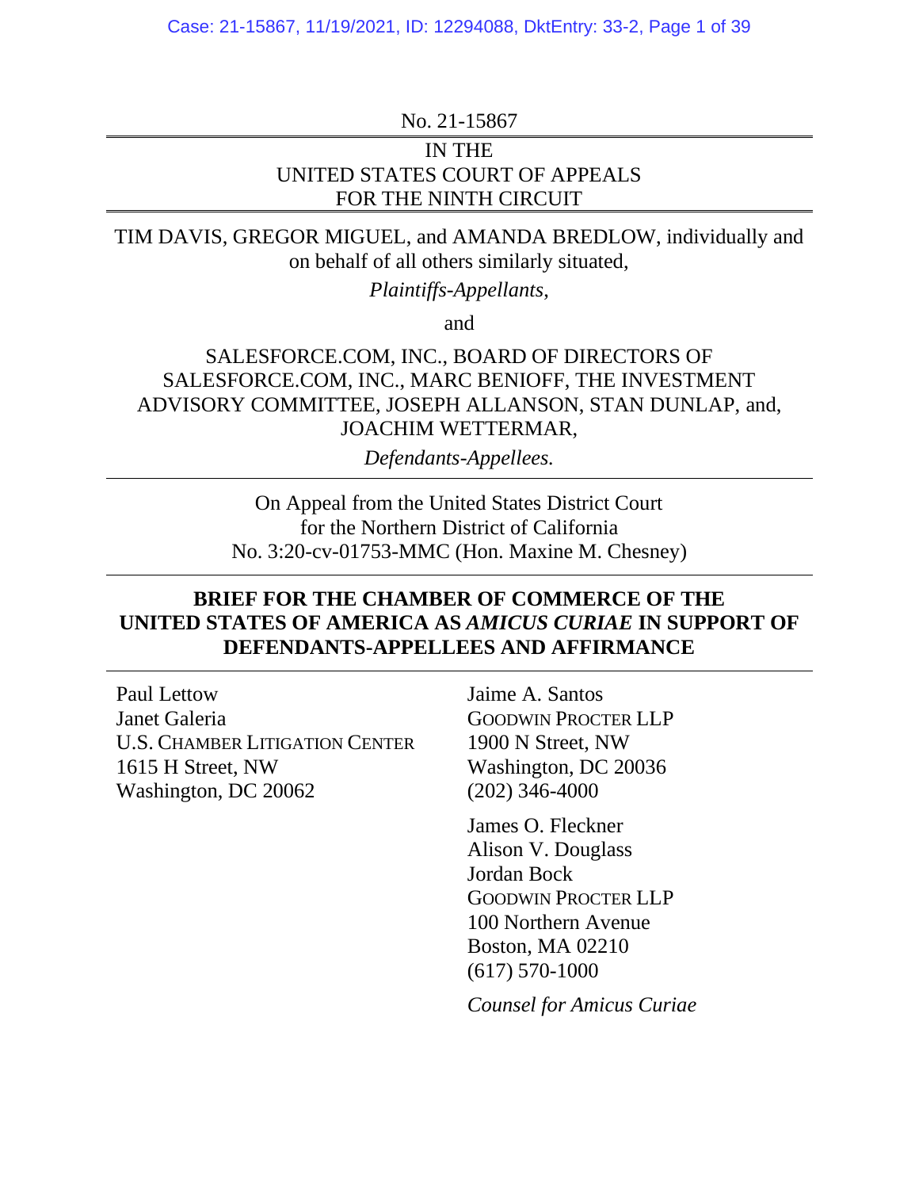No. 21-15867

IN THE
UNITED STATES COURT OF APPEALS
FOR THE NINTH CIRCUIT

TIM DAVIS, GREGOR MIGUEL, and AMANDA BREDLOW, individually and on behalf of all others similarly situated,

*Plaintiffs-Appellants*,

and

SALESFORCE.COM, INC., BOARD OF DIRECTORS OF SALESFORCE.COM, INC., MARC BENIOFF, THE INVESTMENT ADVISORY COMMITTEE, JOSEPH ALLANSON, STAN DUNLAP, and, JOACHIM WETTERMAR,

*Defendants-Appellees.*

On Appeal from the United States District Court
for the Northern District of California
No. 3:20-cv-01753-MMC (Hon. Maxine M. Chesney)

**BRIEF FOR THE CHAMBER OF COMMERCE OF THE UNITED STATES OF AMERICA AS *AMICUS CURIAE* IN SUPPORT OF DEFENDANTS-APPELLEES AND AFFIRMANCE**

Paul Lettow
Janet Galeria
U.S. CHAMBER LITIGATION CENTER
1615 H Street, NW
Washington, DC 20062

Jaime A. Santos
GOODWIN PROCTER LLP
1900 N Street, NW
Washington, DC 20036
(202) 346-4000

James O. Fleckner
Alison V. Douglass
Jordan Bock
GOODWIN PROCTER LLP
100 Northern Avenue
Boston, MA 02210
(617) 570-1000

*Counsel for Amicus Curiae*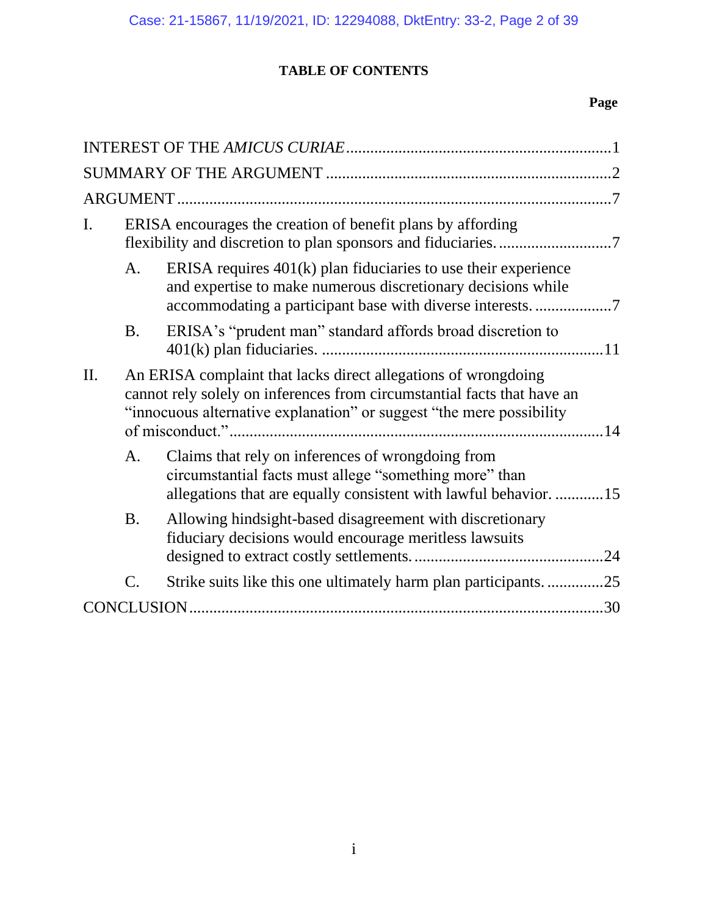## TABLE OF CONTENTS

**Page**

| | |
|---|---|
| INTEREST OF THE *AMICUS CURIAE* | 1 |
| SUMMARY OF THE ARGUMENT | 2 |
| ARGUMENT | 7 |
| I. ERISA encourages the creation of benefit plans by affording flexibility and discretion to plan sponsors and fiduciaries. | 7 |
| A. ERISA requires 401(k) plan fiduciaries to use their experience and expertise to make numerous discretionary decisions while accommodating a participant base with diverse interests. | 7 |
| B. ERISA's "prudent man" standard affords broad discretion to 401(k) plan fiduciaries. | 11 |
| II. An ERISA complaint that lacks direct allegations of wrongdoing cannot rely solely on inferences from circumstantial facts that have an "innocuous alternative explanation" or suggest "the mere possibility of misconduct." | 14 |
| A. Claims that rely on inferences of wrongdoing from circumstantial facts must allege "something more" than allegations that are equally consistent with lawful behavior. | 15 |
| B. Allowing hindsight-based disagreement with discretionary fiduciary decisions would encourage meritless lawsuits designed to extract costly settlements. | 24 |
| C. Strike suits like this one ultimately harm plan participants. | 25 |
| CONCLUSION | 30 |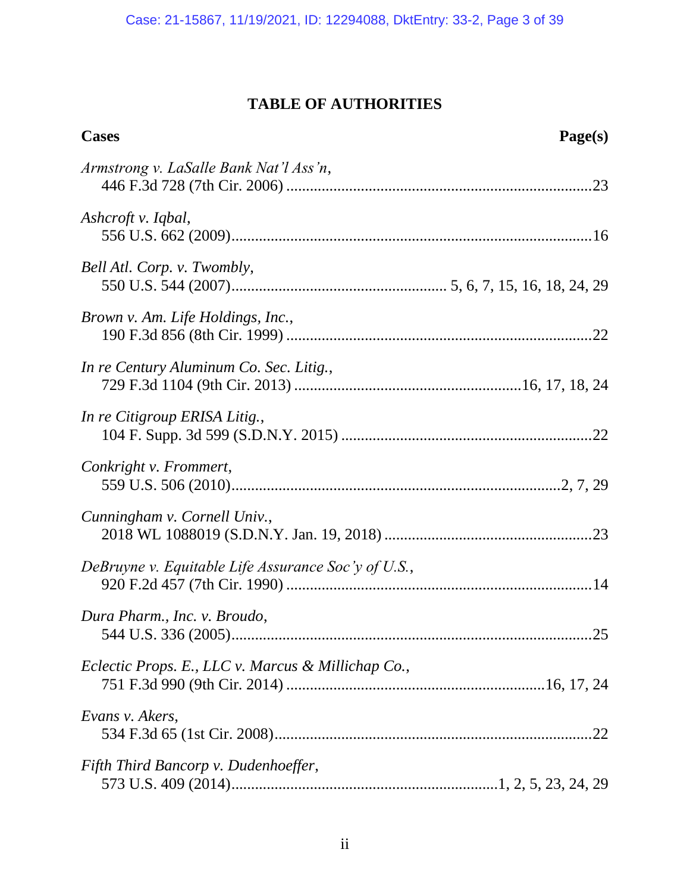# TABLE OF AUTHORITIES

**Cases** **Page(s)**

*Armstrong v. LaSalle Bank Nat'l Ass'n*,
446 F.3d 728 (7th Cir. 2006) ....................................................................23

*Ashcroft v. Iqbal*,
556 U.S. 662 (2009)....................................................................................16

*Bell Atl. Corp. v. Twombly*,
550 U.S. 544 (2007)........................................................ 5, 6, 7, 15, 16, 18, 24, 29

*Brown v. Am. Life Holdings, Inc.*,
190 F.3d 856 (8th Cir. 1999) ....................................................................22

*In re Century Aluminum Co. Sec. Litig.*,
729 F.3d 1104 (9th Cir. 2013) ..........................................................16, 17, 18, 24

*In re Citigroup ERISA Litig.*,
104 F. Supp. 3d 599 (S.D.N.Y. 2015) .....................................................22

*Conkright v. Frommert*,
559 U.S. 506 (2010)..............................................................................2, 7, 29

*Cunningham v. Cornell Univ.*,
2018 WL 1088019 (S.D.N.Y. Jan. 19, 2018) .............................................23

*DeBruyne v. Equitable Life Assurance Soc'y of U.S.*,
920 F.2d 457 (7th Cir. 1990) ....................................................................14

*Dura Pharm., Inc. v. Broudo*,
544 U.S. 336 (2005)....................................................................................25

*Eclectic Props. E., LLC v. Marcus & Millichap Co.*,
751 F.3d 990 (9th Cir. 2014) ..................................................................16, 17, 24

*Evans v. Akers*,
534 F.3d 65 (1st Cir. 2008).........................................................................22

*Fifth Third Bancorp v. Dudenhoeffer*,
573 U.S. 409 (2014)..................................................................1, 2, 5, 23, 24, 29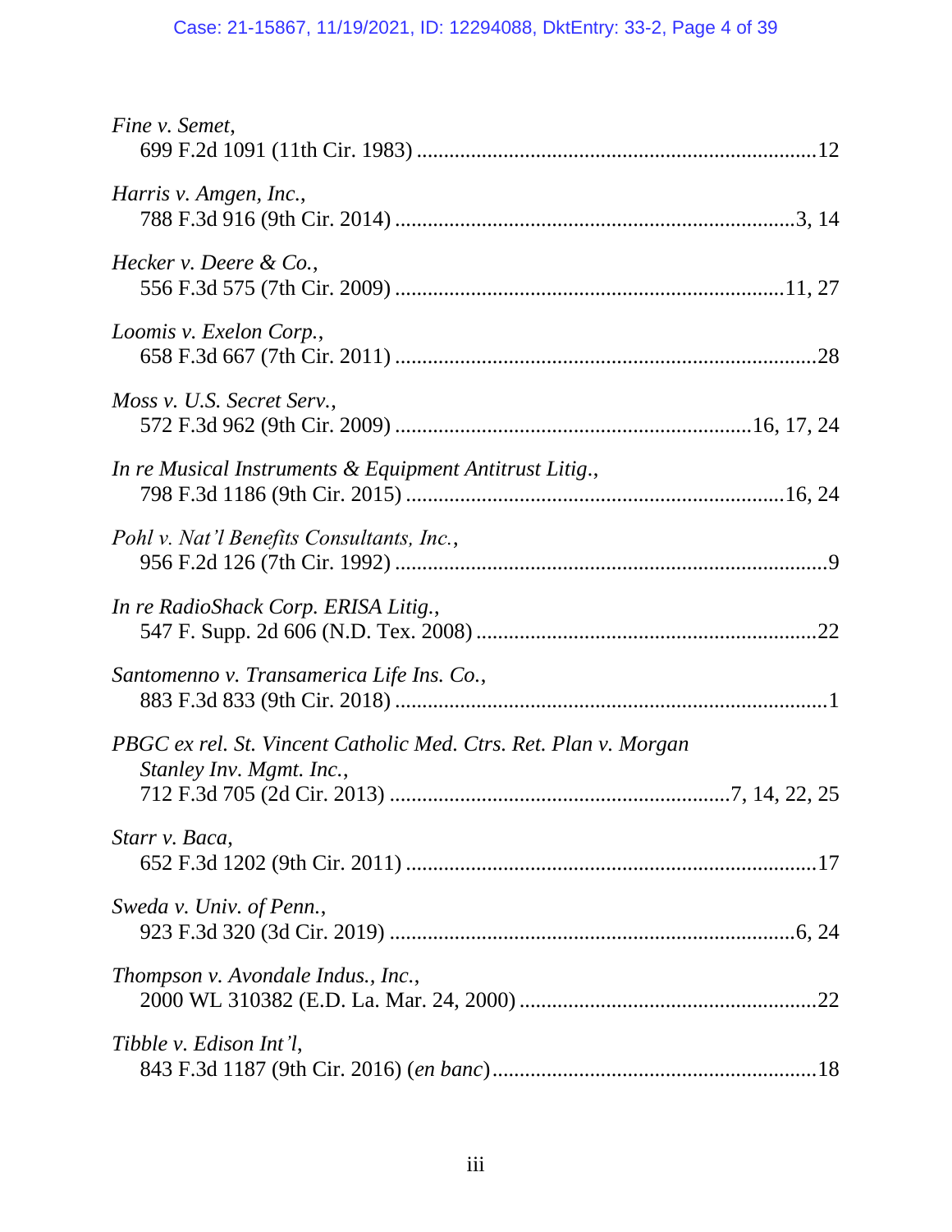*Fine v. Semet*,
699 F.2d 1091 (11th Cir. 1983) ........................................................................12

*Harris v. Amgen, Inc.*,
788 F.3d 916 (9th Cir. 2014) .........................................................................3, 14

*Hecker v. Deere & Co.*,
556 F.3d 575 (7th Cir. 2009) .......................................................................11, 27

*Loomis v. Exelon Corp.*,
658 F.3d 667 (7th Cir. 2011) ............................................................................28

*Moss v. U.S. Secret Serv.*,
572 F.3d 962 (9th Cir. 2009) ...............................................................16, 17, 24

*In re Musical Instruments & Equipment Antitrust Litig.*,
798 F.3d 1186 (9th Cir. 2015) ....................................................................16, 24

*Pohl v. Nat'l Benefits Consultants, Inc.*,
956 F.2d 126 (7th Cir. 1992) ..............................................................................9

*In re RadioShack Corp. ERISA Litig.*,
547 F. Supp. 2d 606 (N.D. Tex. 2008) .............................................................22

*Santomenno v. Transamerica Life Ins. Co.*,
883 F.3d 833 (9th Cir. 2018) ..............................................................................1

*PBGC ex rel. St. Vincent Catholic Med. Ctrs. Ret. Plan v. Morgan Stanley Inv. Mgmt. Inc.*,
712 F.3d 705 (2d Cir. 2013) .............................................................7, 14, 22, 25

*Starr v. Baca*,
652 F.3d 1202 (9th Cir. 2011) ..........................................................................17

*Sweda v. Univ. of Penn.*,
923 F.3d 320 (3d Cir. 2019) ..........................................................................6, 24

*Thompson v. Avondale Indus., Inc.*,
2000 WL 310382 (E.D. La. Mar. 24, 2000) ......................................................22

*Tibble v. Edison Int'l*,
843 F.3d 1187 (9th Cir. 2016) (*en banc*)..........................................................18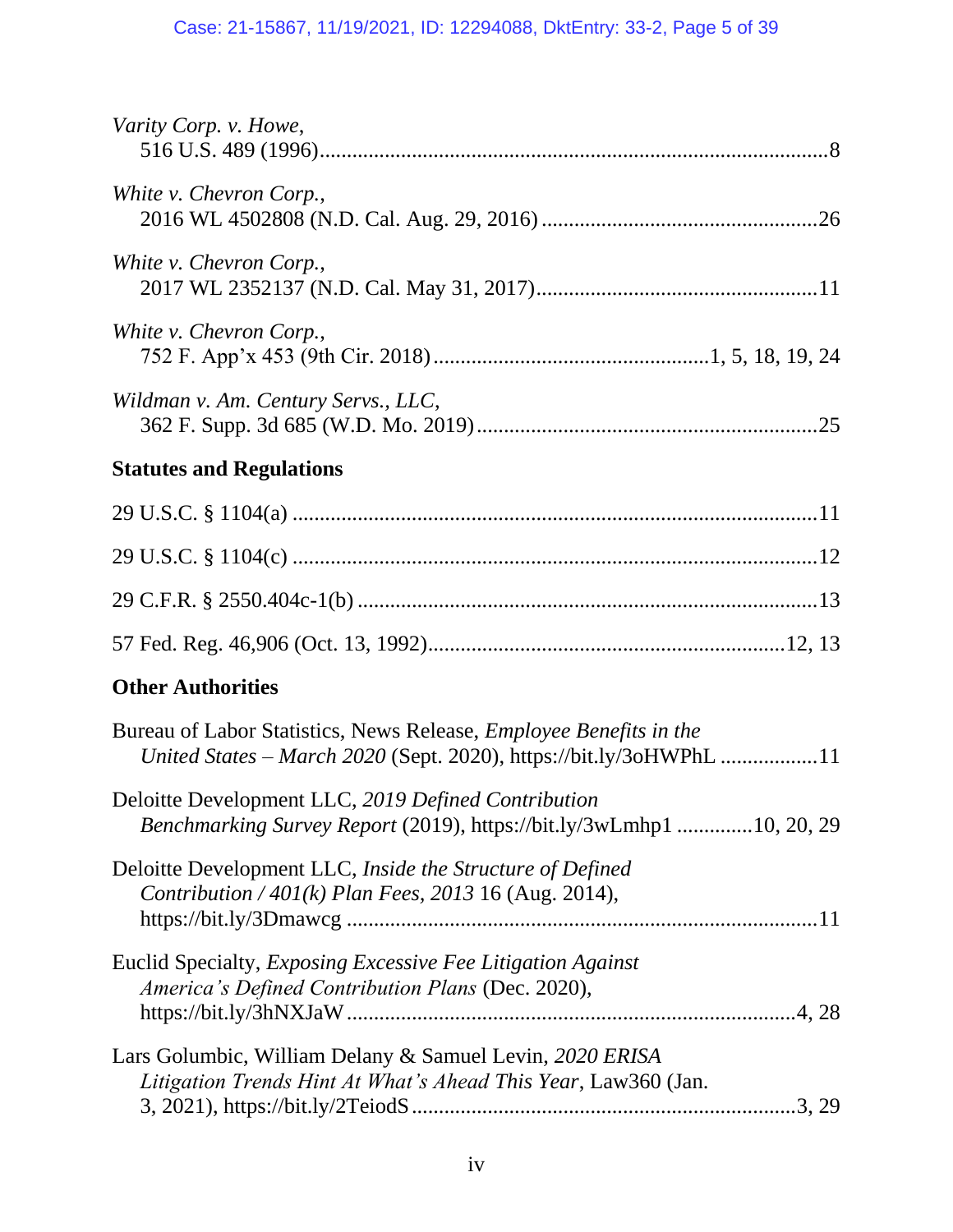*Varity Corp. v. Howe*,
516 U.S. 489 (1996)....................................................................................8

*White v. Chevron Corp.*,
2016 WL 4502808 (N.D. Cal. Aug. 29, 2016) ..................................................26

*White v. Chevron Corp.*,
2017 WL 2352137 (N.D. Cal. May 31, 2017)...................................................11

*White v. Chevron Corp.*,
752 F. App'x 453 (9th Cir. 2018) ..................................................1, 5, 18, 19, 24

*Wildman v. Am. Century Servs., LLC*,
362 F. Supp. 3d 685 (W.D. Mo. 2019)..............................................................25

**Statutes and Regulations**

29 U.S.C. § 1104(a) ................................................................................................11

29 U.S.C. § 1104(c) ................................................................................................12

29 C.F.R. § 2550.404c-1(b) ....................................................................................13

57 Fed. Reg. 46,906 (Oct. 13, 1992)...............................................................12, 13

**Other Authorities**

Bureau of Labor Statistics, News Release, *Employee Benefits in the United States – March 2020* (Sept. 2020), https://bit.ly/3oHWPhL ..................11

Deloitte Development LLC, *2019 Defined Contribution Benchmarking Survey Report* (2019), https://bit.ly/3wLmhp1 .............10, 20, 29

Deloitte Development LLC, *Inside the Structure of Defined Contribution / 401(k) Plan Fees, 2013* 16 (Aug. 2014), https://bit.ly/3Dmawcg .......................................................................................11

Euclid Specialty, *Exposing Excessive Fee Litigation Against America's Defined Contribution Plans* (Dec. 2020), https://bit.ly/3hNXJaW ...................................................................................4, 28

Lars Golumbic, William Delany & Samuel Levin, *2020 ERISA Litigation Trends Hint At What's Ahead This Year*, Law360 (Jan. 3, 2021), https://bit.ly/2TeiodS.......................................................................3, 29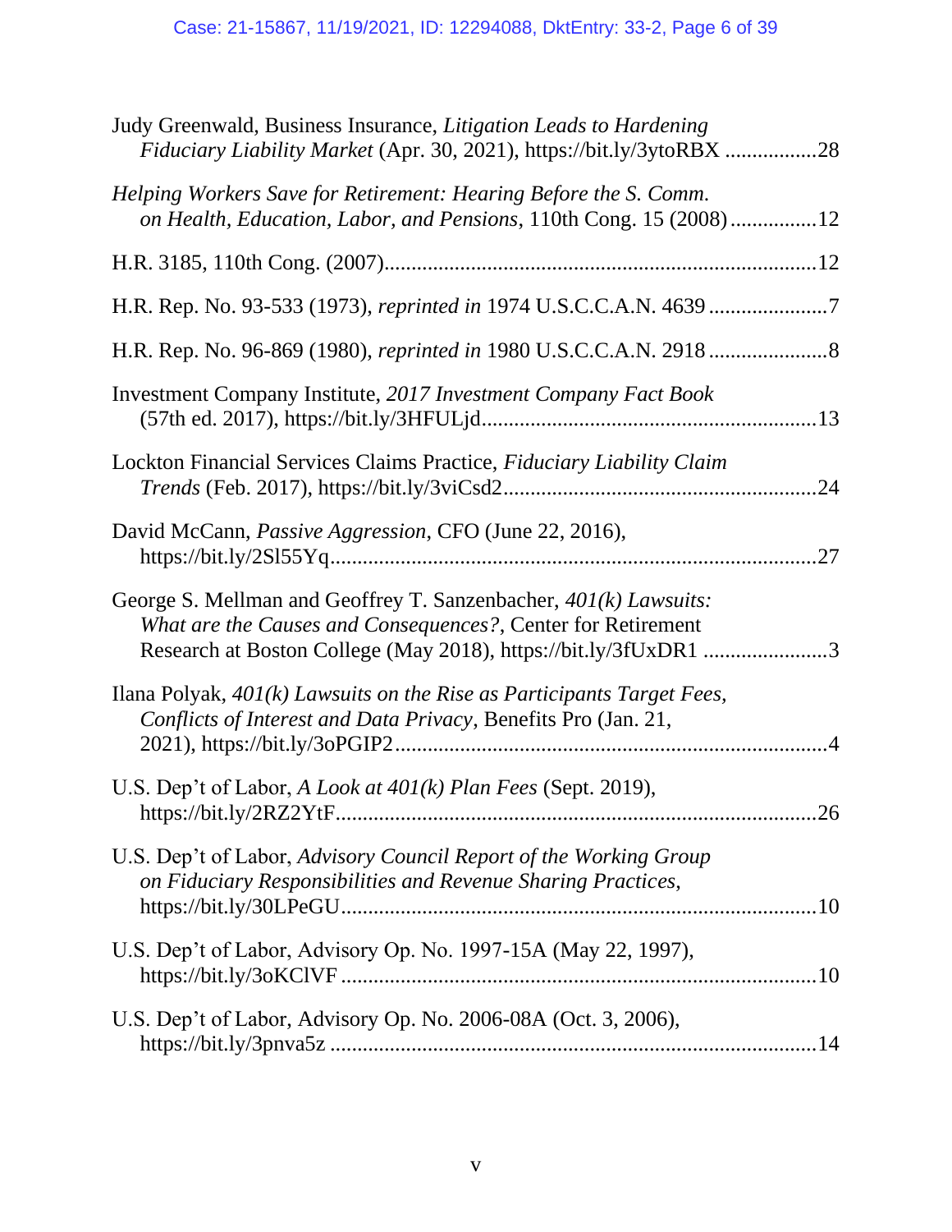Judy Greenwald, Business Insurance, *Litigation Leads to Hardening Fiduciary Liability Market* (Apr. 30, 2021), https://bit.ly/3ytoRBX .................28

*Helping Workers Save for Retirement: Hearing Before the S. Comm. on Health, Education, Labor, and Pensions*, 110th Cong. 15 (2008) ................12

H.R. 3185, 110th Cong. (2007)..............................................................................12

H.R. Rep. No. 93-533 (1973), *reprinted in* 1974 U.S.C.C.A.N. 4639 ......................7

H.R. Rep. No. 96-869 (1980), *reprinted in* 1980 U.S.C.C.A.N. 2918 ......................8

Investment Company Institute, *2017 Investment Company Fact Book* (57th ed. 2017), https://bit.ly/3HFULjd.............................................................13

Lockton Financial Services Claims Practice, *Fiduciary Liability Claim Trends* (Feb. 2017), https://bit.ly/3viCsd2.........................................................24

David McCann, *Passive Aggression*, CFO (June 22, 2016), https://bit.ly/2Sl55Yq.........................................................................................27

George S. Mellman and Geoffrey T. Sanzenbacher, *401(k) Lawsuits: What are the Causes and Consequences?*, Center for Retirement Research at Boston College (May 2018), https://bit.ly/3fUxDR1 .......................3

Ilana Polyak, *401(k) Lawsuits on the Rise as Participants Target Fees, Conflicts of Interest and Data Privacy*, Benefits Pro (Jan. 21, 2021), https://bit.ly/3oPGIP2..............................................................................4

U.S. Dep't of Labor, *A Look at 401(k) Plan Fees* (Sept. 2019), https://bit.ly/2RZ2YtF.......................................................................................26

U.S. Dep't of Labor, *Advisory Council Report of the Working Group on Fiduciary Responsibilities and Revenue Sharing Practices*, https://bit.ly/30LPeGU.....................................................................................10

U.S. Dep't of Labor, Advisory Op. No. 1997-15A (May 22, 1997), https://bit.ly/3oKClVF .....................................................................................10

U.S. Dep't of Labor, Advisory Op. No. 2006-08A (Oct. 3, 2006), https://bit.ly/3pnva5z .........................................................................................14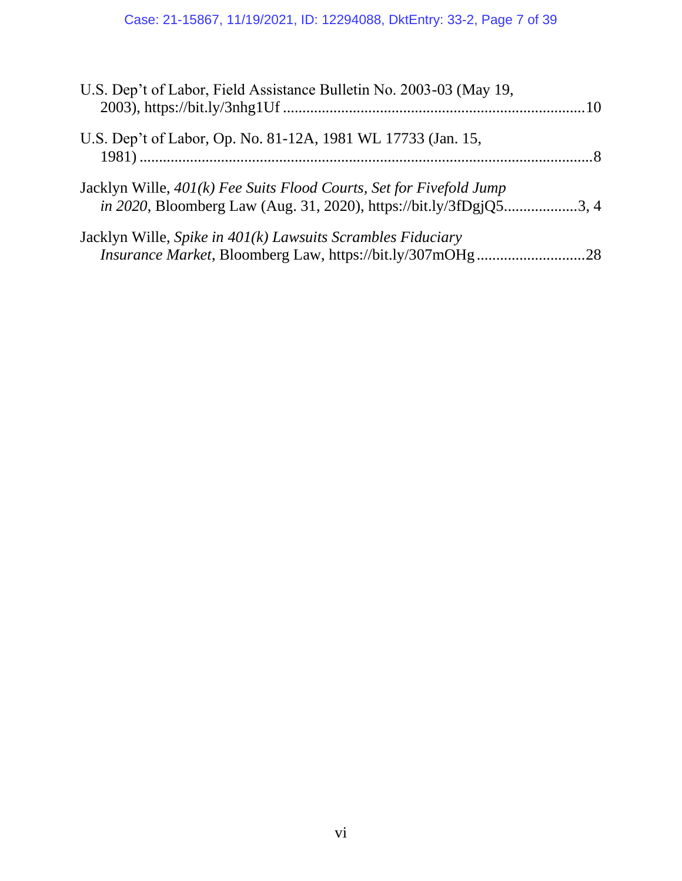U.S. Dep't of Labor, Field Assistance Bulletin No. 2003-03 (May 19, 2003), https://bit.ly/3nhg1Uf ............................................................................10

U.S. Dep't of Labor, Op. No. 81-12A, 1981 WL 17733 (Jan. 15, 1981) .....................................................................................................................8

Jacklyn Wille, *401(k) Fee Suits Flood Courts, Set for Fivefold Jump in 2020*, Bloomberg Law (Aug. 31, 2020), https://bit.ly/3fDgjQ5..................3, 4

Jacklyn Wille, *Spike in 401(k) Lawsuits Scrambles Fiduciary Insurance Market*, Bloomberg Law, https://bit.ly/307mOHg ...........................28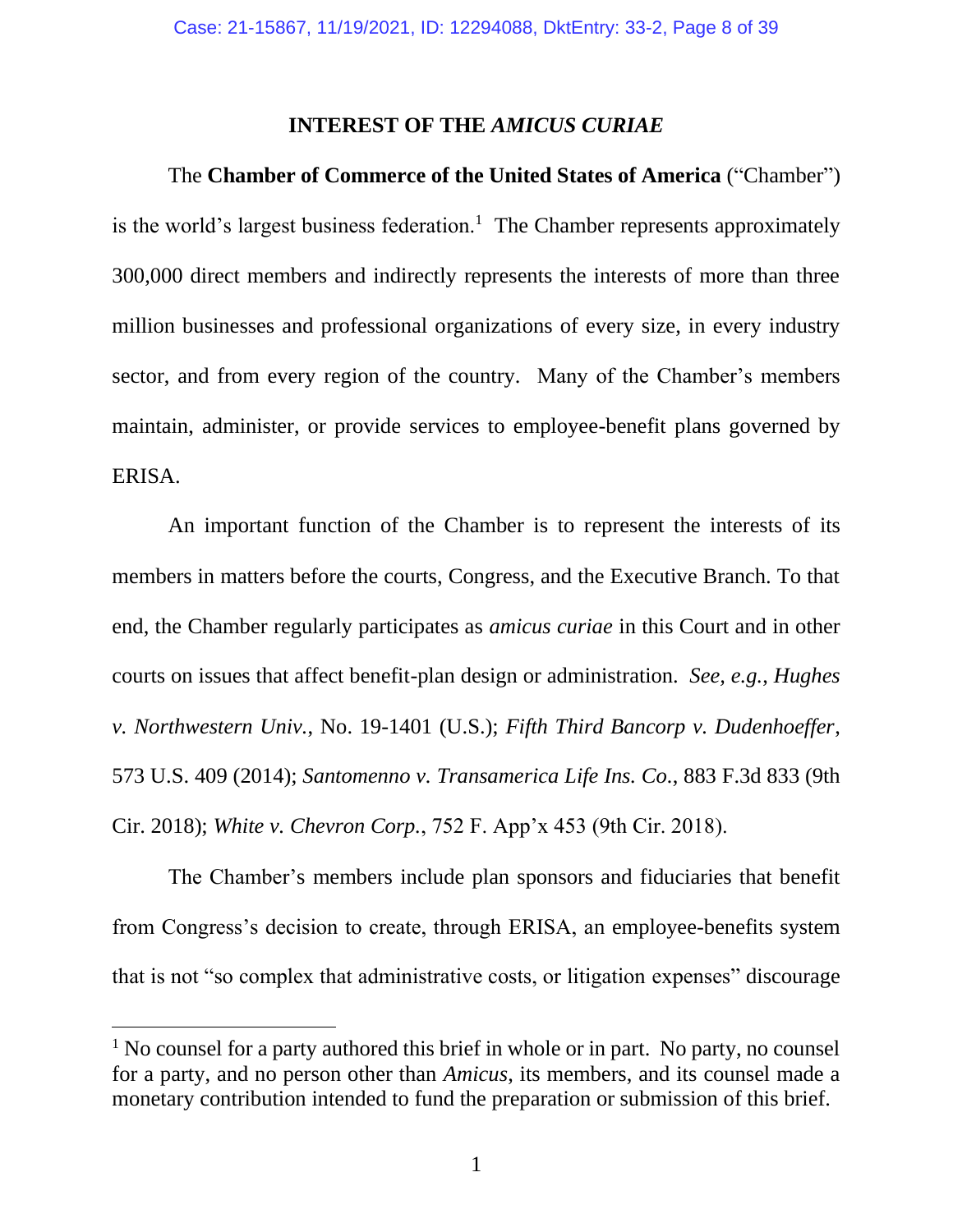## INTEREST OF THE *AMICUS CURIAE*

The **Chamber of Commerce of the United States of America** ("Chamber") is the world's largest business federation.[1] The Chamber represents approximately 300,000 direct members and indirectly represents the interests of more than three million businesses and professional organizations of every size, in every industry sector, and from every region of the country. Many of the Chamber's members maintain, administer, or provide services to employee-benefit plans governed by ERISA.

An important function of the Chamber is to represent the interests of its members in matters before the courts, Congress, and the Executive Branch. To that end, the Chamber regularly participates as *amicus curiae* in this Court and in other courts on issues that affect benefit-plan design or administration. *See, e.g.*, *Hughes v. Northwestern Univ.*, No. 19-1401 (U.S.); *Fifth Third Bancorp v. Dudenhoeffer*, 573 U.S. 409 (2014); *Santomenno v. Transamerica Life Ins. Co.*, 883 F.3d 833 (9th Cir. 2018); *White v. Chevron Corp.*, 752 F. App'x 453 (9th Cir. 2018).

The Chamber's members include plan sponsors and fiduciaries that benefit from Congress's decision to create, through ERISA, an employee-benefits system that is not "so complex that administrative costs, or litigation expenses" discourage

---

[1] No counsel for a party authored this brief in whole or in part. No party, no counsel for a party, and no person other than *Amicus*, its members, and its counsel made a monetary contribution intended to fund the preparation or submission of this brief.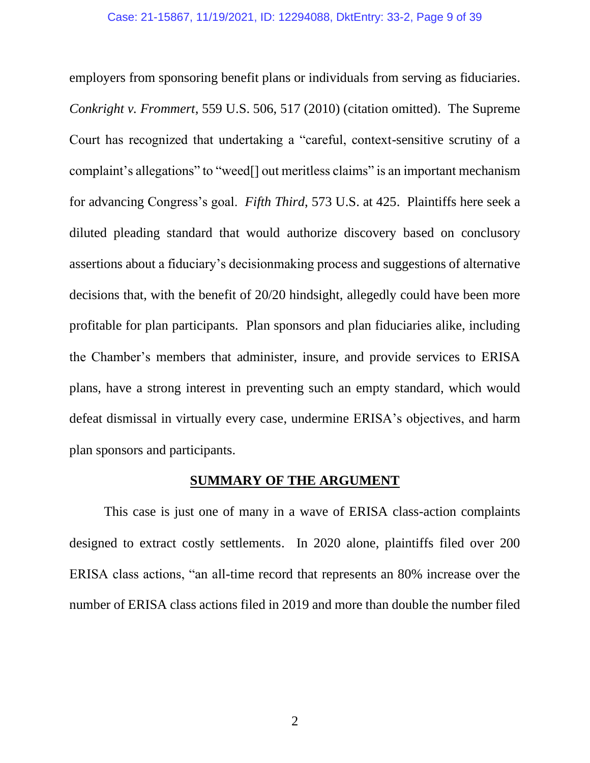employers from sponsoring benefit plans or individuals from serving as fiduciaries. *Conkright v. Frommert*, 559 U.S. 506, 517 (2010) (citation omitted). The Supreme Court has recognized that undertaking a "careful, context-sensitive scrutiny of a complaint's allegations" to "weed[] out meritless claims" is an important mechanism for advancing Congress's goal. *Fifth Third*, 573 U.S. at 425. Plaintiffs here seek a diluted pleading standard that would authorize discovery based on conclusory assertions about a fiduciary's decisionmaking process and suggestions of alternative decisions that, with the benefit of 20/20 hindsight, allegedly could have been more profitable for plan participants. Plan sponsors and plan fiduciaries alike, including the Chamber's members that administer, insure, and provide services to ERISA plans, have a strong interest in preventing such an empty standard, which would defeat dismissal in virtually every case, undermine ERISA's objectives, and harm plan sponsors and participants.

## SUMMARY OF THE ARGUMENT

This case is just one of many in a wave of ERISA class-action complaints designed to extract costly settlements. In 2020 alone, plaintiffs filed over 200 ERISA class actions, "an all-time record that represents an 80% increase over the number of ERISA class actions filed in 2019 and more than double the number filed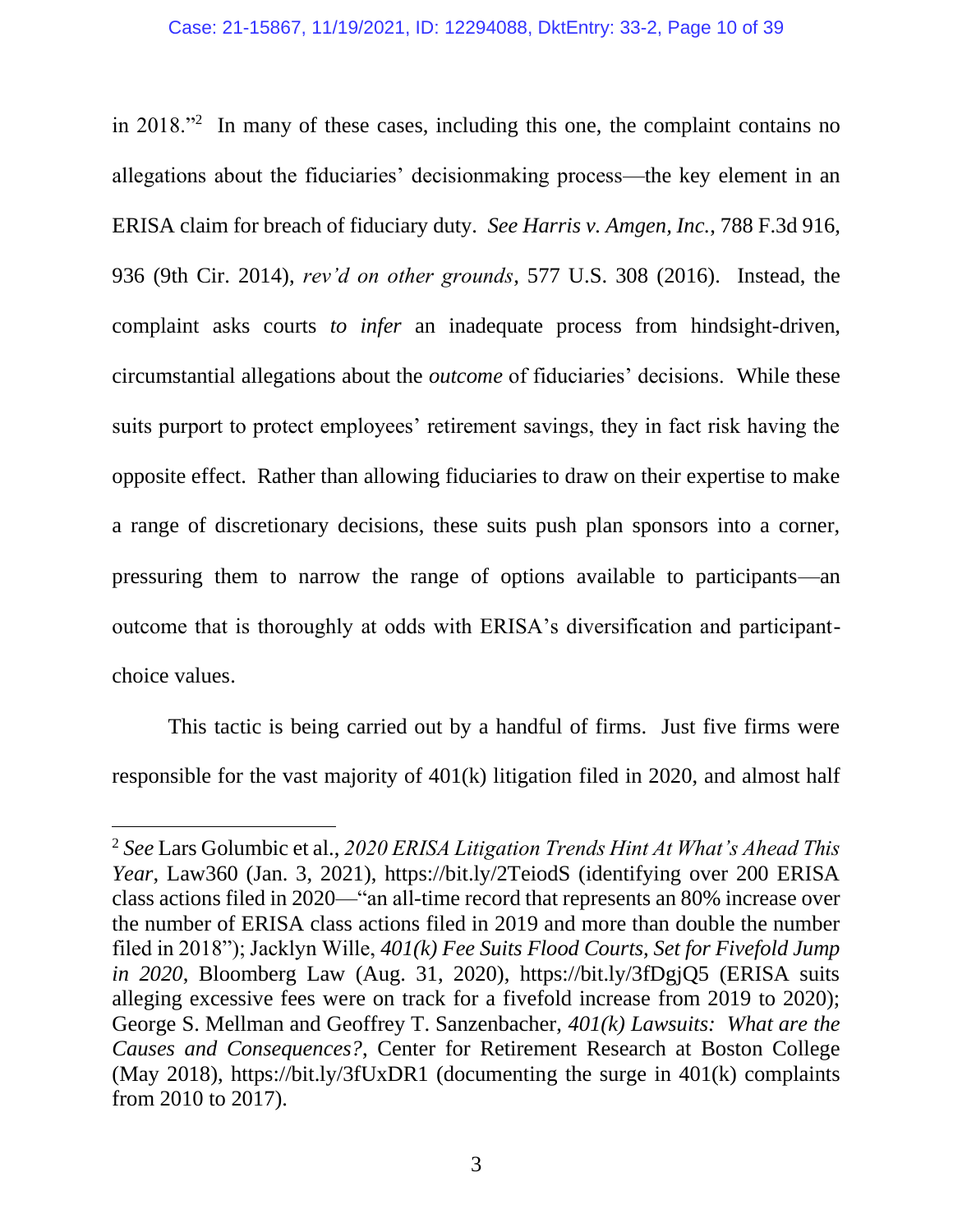in 2018."[2] In many of these cases, including this one, the complaint contains no allegations about the fiduciaries' decisionmaking process—the key element in an ERISA claim for breach of fiduciary duty. *See Harris v. Amgen, Inc.*, 788 F.3d 916, 936 (9th Cir. 2014), *rev'd on other grounds*, 577 U.S. 308 (2016). Instead, the complaint asks courts *to infer* an inadequate process from hindsight-driven, circumstantial allegations about the *outcome* of fiduciaries' decisions. While these suits purport to protect employees' retirement savings, they in fact risk having the opposite effect. Rather than allowing fiduciaries to draw on their expertise to make a range of discretionary decisions, these suits push plan sponsors into a corner, pressuring them to narrow the range of options available to participants—an outcome that is thoroughly at odds with ERISA's diversification and participant-choice values.

This tactic is being carried out by a handful of firms. Just five firms were responsible for the vast majority of 401(k) litigation filed in 2020, and almost half

---

[2] *See* Lars Golumbic et al., *2020 ERISA Litigation Trends Hint At What's Ahead This Year*, Law360 (Jan. 3, 2021), https://bit.ly/2TeiodS (identifying over 200 ERISA class actions filed in 2020—"an all-time record that represents an 80% increase over the number of ERISA class actions filed in 2019 and more than double the number filed in 2018"); Jacklyn Wille, *401(k) Fee Suits Flood Courts, Set for Fivefold Jump in 2020*, Bloomberg Law (Aug. 31, 2020), https://bit.ly/3fDgjQ5 (ERISA suits alleging excessive fees were on track for a fivefold increase from 2019 to 2020); George S. Mellman and Geoffrey T. Sanzenbacher, *401(k) Lawsuits: What are the Causes and Consequences?*, Center for Retirement Research at Boston College (May 2018), https://bit.ly/3fUxDR1 (documenting the surge in 401(k) complaints from 2010 to 2017).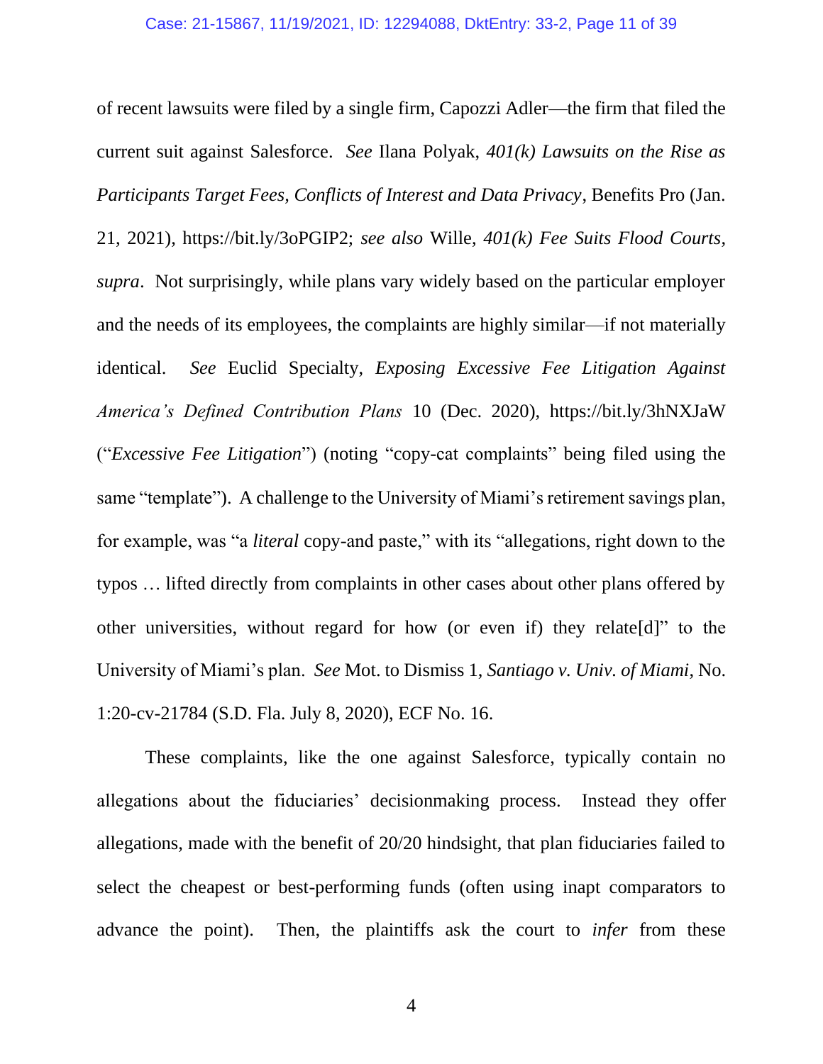of recent lawsuits were filed by a single firm, Capozzi Adler—the firm that filed the current suit against Salesforce. *See* Ilana Polyak, *401(k) Lawsuits on the Rise as Participants Target Fees, Conflicts of Interest and Data Privacy*, Benefits Pro (Jan. 21, 2021), https://bit.ly/3oPGIP2; *see also* Wille, *401(k) Fee Suits Flood Courts*, *supra*. Not surprisingly, while plans vary widely based on the particular employer and the needs of its employees, the complaints are highly similar—if not materially identical. *See* Euclid Specialty, *Exposing Excessive Fee Litigation Against America's Defined Contribution Plans* 10 (Dec. 2020), https://bit.ly/3hNXJaW ("*Excessive Fee Litigation*") (noting "copy-cat complaints" being filed using the same "template"). A challenge to the University of Miami's retirement savings plan, for example, was "a *literal* copy-and paste," with its "allegations, right down to the typos … lifted directly from complaints in other cases about other plans offered by other universities, without regard for how (or even if) they relate[d]" to the University of Miami's plan. *See* Mot. to Dismiss 1, *Santiago v. Univ. of Miami*, No. 1:20-cv-21784 (S.D. Fla. July 8, 2020), ECF No. 16.

These complaints, like the one against Salesforce, typically contain no allegations about the fiduciaries' decisionmaking process. Instead they offer allegations, made with the benefit of 20/20 hindsight, that plan fiduciaries failed to select the cheapest or best-performing funds (often using inapt comparators to advance the point). Then, the plaintiffs ask the court to *infer* from these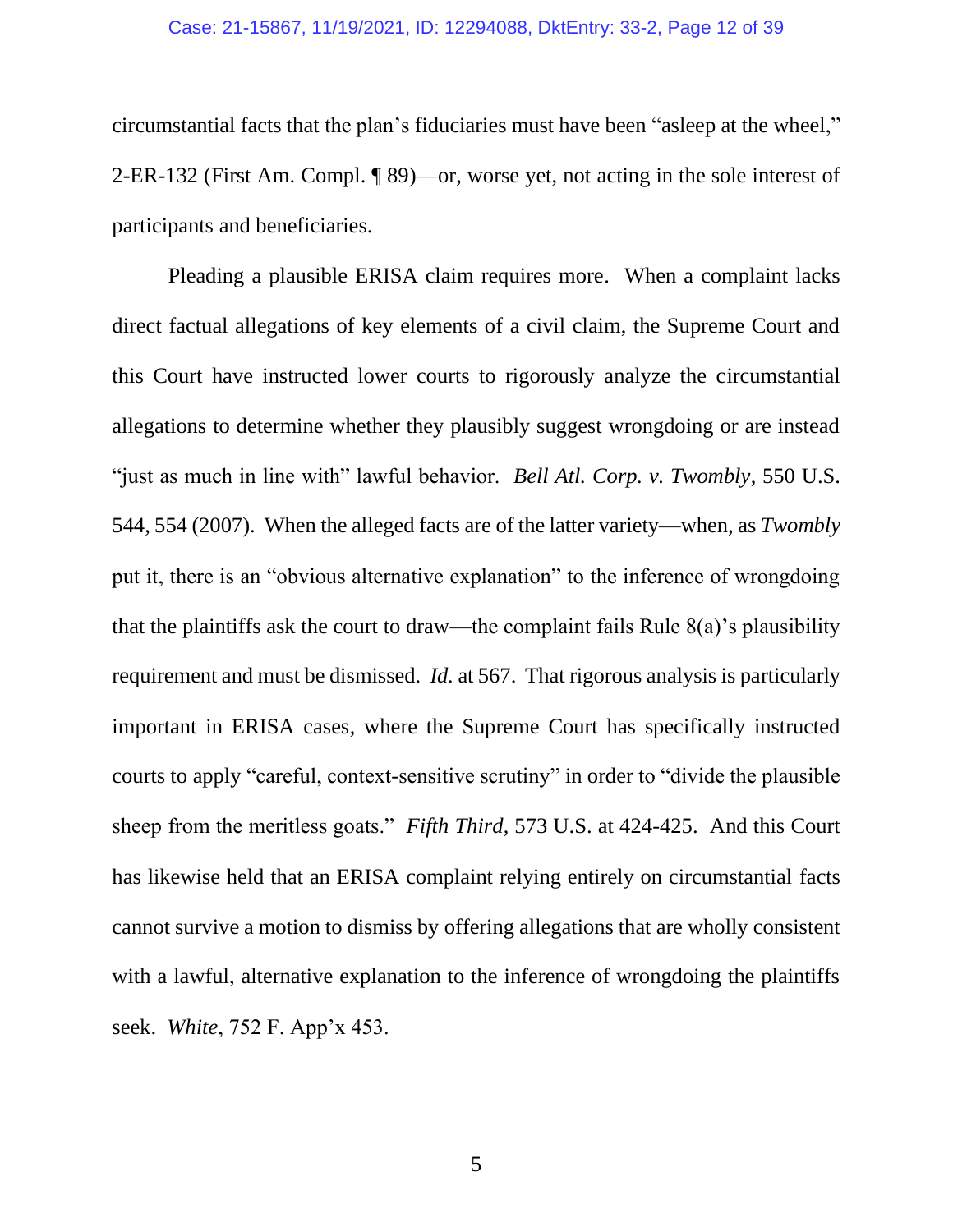circumstantial facts that the plan's fiduciaries must have been "asleep at the wheel," 2-ER-132 (First Am. Compl. ¶ 89)—or, worse yet, not acting in the sole interest of participants and beneficiaries.

Pleading a plausible ERISA claim requires more. When a complaint lacks direct factual allegations of key elements of a civil claim, the Supreme Court and this Court have instructed lower courts to rigorously analyze the circumstantial allegations to determine whether they plausibly suggest wrongdoing or are instead "just as much in line with" lawful behavior. *Bell Atl. Corp. v. Twombly*, 550 U.S. 544, 554 (2007). When the alleged facts are of the latter variety—when, as *Twombly* put it, there is an "obvious alternative explanation" to the inference of wrongdoing that the plaintiffs ask the court to draw—the complaint fails Rule 8(a)'s plausibility requirement and must be dismissed. *Id.* at 567. That rigorous analysis is particularly important in ERISA cases, where the Supreme Court has specifically instructed courts to apply "careful, context-sensitive scrutiny" in order to "divide the plausible sheep from the meritless goats." *Fifth Third*, 573 U.S. at 424-425. And this Court has likewise held that an ERISA complaint relying entirely on circumstantial facts cannot survive a motion to dismiss by offering allegations that are wholly consistent with a lawful, alternative explanation to the inference of wrongdoing the plaintiffs seek. *White*, 752 F. App'x 453.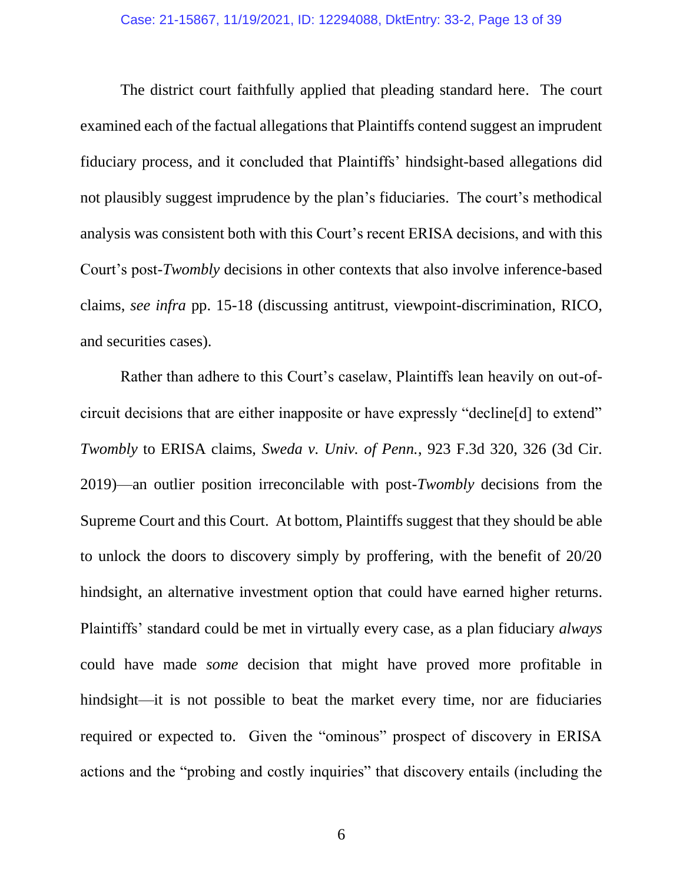The district court faithfully applied that pleading standard here. The court examined each of the factual allegations that Plaintiffs contend suggest an imprudent fiduciary process, and it concluded that Plaintiffs' hindsight-based allegations did not plausibly suggest imprudence by the plan's fiduciaries. The court's methodical analysis was consistent both with this Court's recent ERISA decisions, and with this Court's post-*Twombly* decisions in other contexts that also involve inference-based claims, *see infra* pp. 15-18 (discussing antitrust, viewpoint-discrimination, RICO, and securities cases).

Rather than adhere to this Court's caselaw, Plaintiffs lean heavily on out-of-circuit decisions that are either inapposite or have expressly "decline[d] to extend" *Twombly* to ERISA claims, *Sweda v. Univ. of Penn.*, 923 F.3d 320, 326 (3d Cir. 2019)—an outlier position irreconcilable with post-*Twombly* decisions from the Supreme Court and this Court. At bottom, Plaintiffs suggest that they should be able to unlock the doors to discovery simply by proffering, with the benefit of 20/20 hindsight, an alternative investment option that could have earned higher returns. Plaintiffs' standard could be met in virtually every case, as a plan fiduciary *always* could have made *some* decision that might have proved more profitable in hindsight—it is not possible to beat the market every time, nor are fiduciaries required or expected to. Given the "ominous" prospect of discovery in ERISA actions and the "probing and costly inquiries" that discovery entails (including the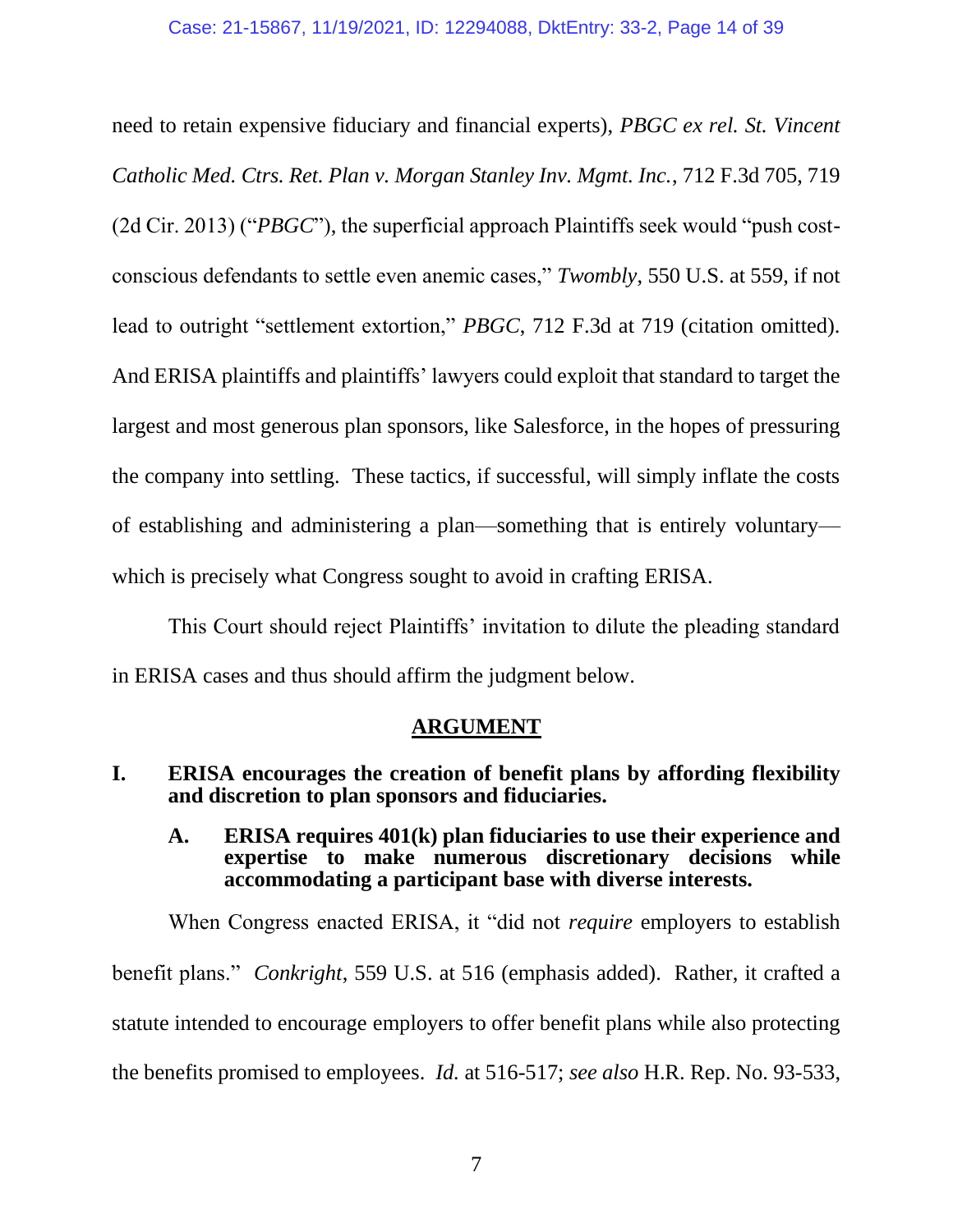need to retain expensive fiduciary and financial experts), *PBGC ex rel. St. Vincent Catholic Med. Ctrs. Ret. Plan v. Morgan Stanley Inv. Mgmt. Inc.*, 712 F.3d 705, 719 (2d Cir. 2013) ("*PBGC*"), the superficial approach Plaintiffs seek would "push cost-conscious defendants to settle even anemic cases," *Twombly*, 550 U.S. at 559, if not lead to outright "settlement extortion," *PBGC*, 712 F.3d at 719 (citation omitted). And ERISA plaintiffs and plaintiffs' lawyers could exploit that standard to target the largest and most generous plan sponsors, like Salesforce, in the hopes of pressuring the company into settling. These tactics, if successful, will simply inflate the costs of establishing and administering a plan—something that is entirely voluntary—which is precisely what Congress sought to avoid in crafting ERISA.

This Court should reject Plaintiffs' invitation to dilute the pleading standard in ERISA cases and thus should affirm the judgment below.

## ARGUMENT

### I. ERISA encourages the creation of benefit plans by affording flexibility and discretion to plan sponsors and fiduciaries.

#### A. ERISA requires 401(k) plan fiduciaries to use their experience and expertise to make numerous discretionary decisions while accommodating a participant base with diverse interests.

When Congress enacted ERISA, it "did not *require* employers to establish benefit plans." *Conkright*, 559 U.S. at 516 (emphasis added). Rather, it crafted a statute intended to encourage employers to offer benefit plans while also protecting the benefits promised to employees. *Id.* at 516-517; *see also* H.R. Rep. No. 93-533,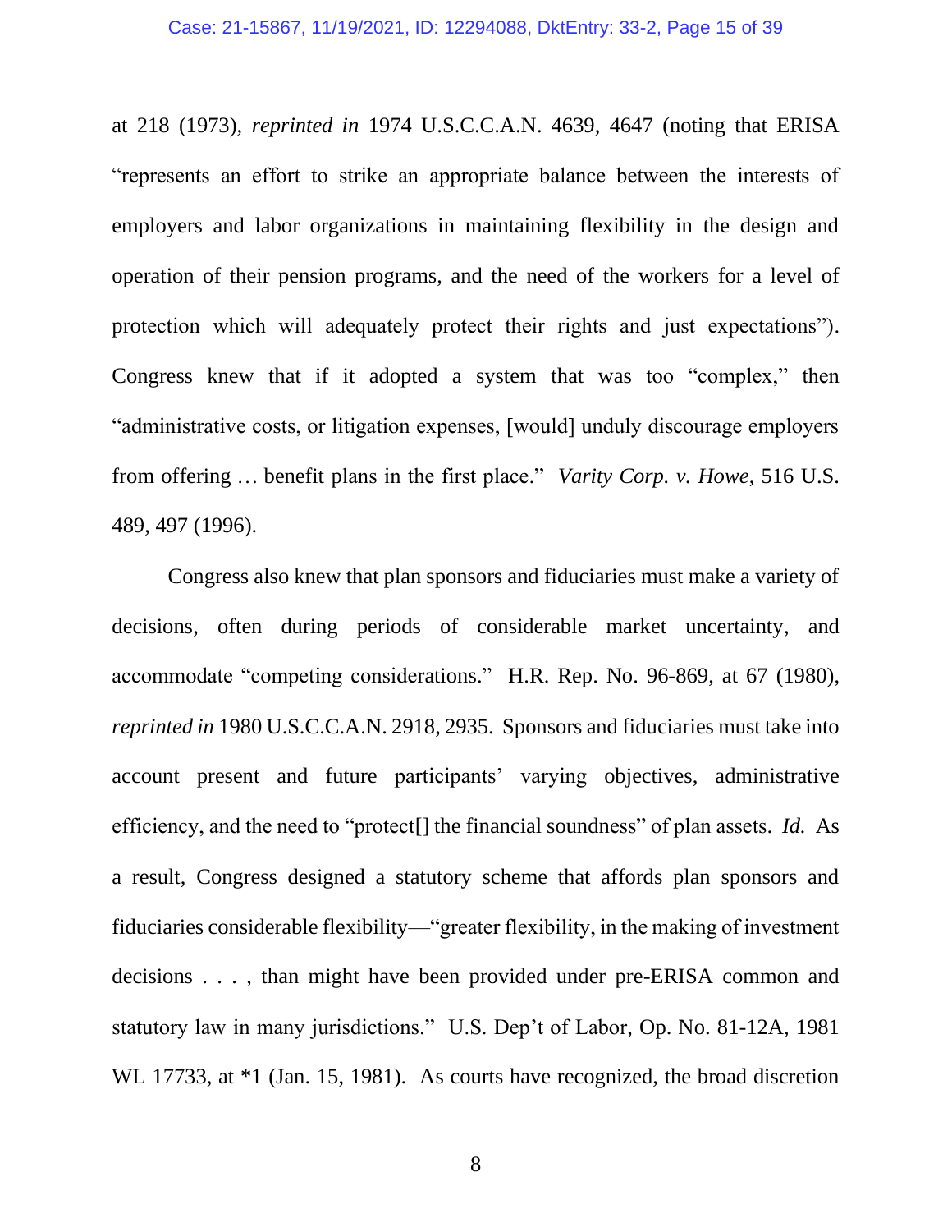at 218 (1973), *reprinted in* 1974 U.S.C.C.A.N. 4639, 4647 (noting that ERISA "represents an effort to strike an appropriate balance between the interests of employers and labor organizations in maintaining flexibility in the design and operation of their pension programs, and the need of the workers for a level of protection which will adequately protect their rights and just expectations"). Congress knew that if it adopted a system that was too "complex," then "administrative costs, or litigation expenses, [would] unduly discourage employers from offering … benefit plans in the first place." *Varity Corp. v. Howe*, 516 U.S. 489, 497 (1996).

Congress also knew that plan sponsors and fiduciaries must make a variety of decisions, often during periods of considerable market uncertainty, and accommodate "competing considerations." H.R. Rep. No. 96-869, at 67 (1980), *reprinted in* 1980 U.S.C.C.A.N. 2918, 2935. Sponsors and fiduciaries must take into account present and future participants' varying objectives, administrative efficiency, and the need to "protect[] the financial soundness" of plan assets. *Id.* As a result, Congress designed a statutory scheme that affords plan sponsors and fiduciaries considerable flexibility—"greater flexibility, in the making of investment decisions . . . , than might have been provided under pre-ERISA common and statutory law in many jurisdictions." U.S. Dep't of Labor, Op. No. 81-12A, 1981 WL 17733, at *1 (Jan. 15, 1981). As courts have recognized, the broad discretion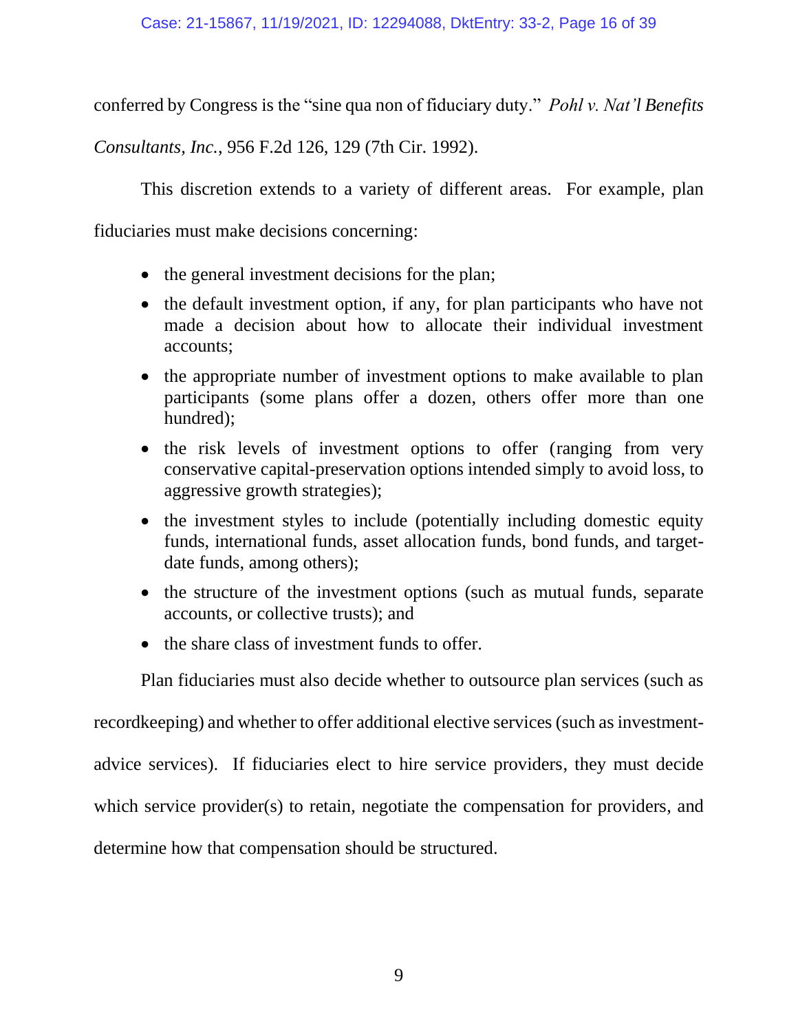conferred by Congress is the "sine qua non of fiduciary duty." *Pohl v. Nat'l Benefits Consultants, Inc.*, 956 F.2d 126, 129 (7th Cir. 1992).

This discretion extends to a variety of different areas. For example, plan fiduciaries must make decisions concerning:

- the general investment decisions for the plan;
- the default investment option, if any, for plan participants who have not made a decision about how to allocate their individual investment accounts;
- the appropriate number of investment options to make available to plan participants (some plans offer a dozen, others offer more than one hundred);
- the risk levels of investment options to offer (ranging from very conservative capital-preservation options intended simply to avoid loss, to aggressive growth strategies);
- the investment styles to include (potentially including domestic equity funds, international funds, asset allocation funds, bond funds, and target-date funds, among others);
- the structure of the investment options (such as mutual funds, separate accounts, or collective trusts); and
- the share class of investment funds to offer.

Plan fiduciaries must also decide whether to outsource plan services (such as recordkeeping) and whether to offer additional elective services (such as investment-advice services). If fiduciaries elect to hire service providers, they must decide which service provider(s) to retain, negotiate the compensation for providers, and determine how that compensation should be structured.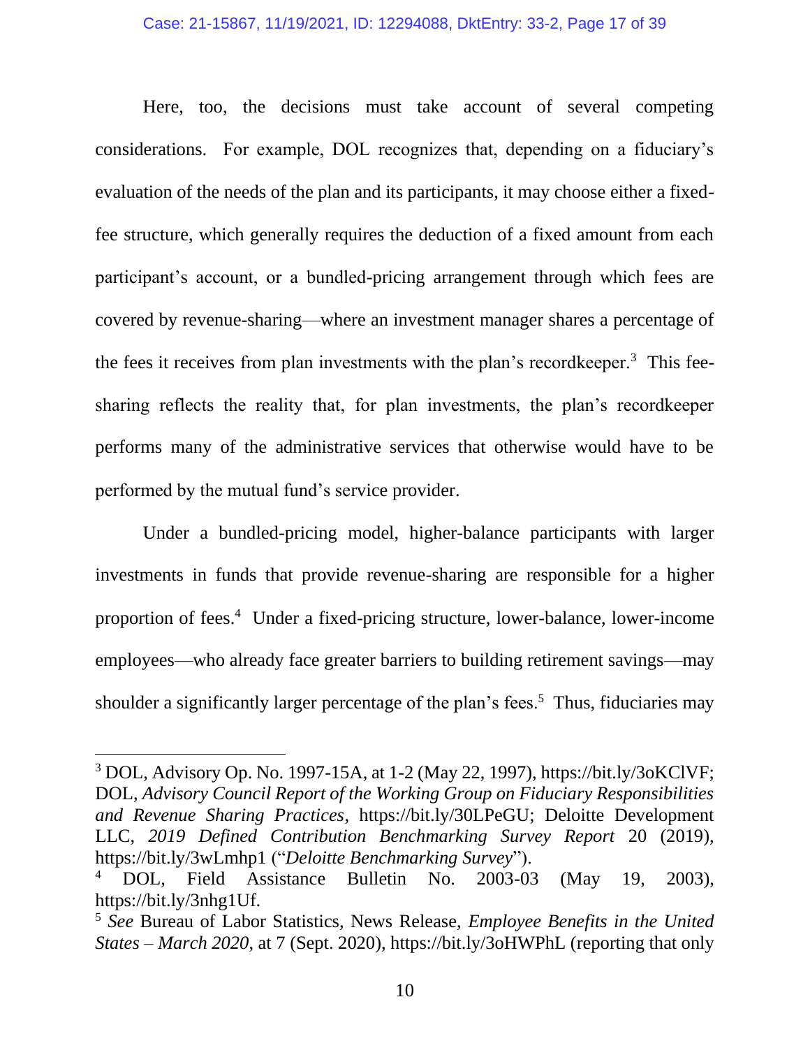Here, too, the decisions must take account of several competing considerations. For example, DOL recognizes that, depending on a fiduciary's evaluation of the needs of the plan and its participants, it may choose either a fixed-fee structure, which generally requires the deduction of a fixed amount from each participant's account, or a bundled-pricing arrangement through which fees are covered by revenue-sharing—where an investment manager shares a percentage of the fees it receives from plan investments with the plan's recordkeeper.[3] This fee-sharing reflects the reality that, for plan investments, the plan's recordkeeper performs many of the administrative services that otherwise would have to be performed by the mutual fund's service provider.

Under a bundled-pricing model, higher-balance participants with larger investments in funds that provide revenue-sharing are responsible for a higher proportion of fees.[4] Under a fixed-pricing structure, lower-balance, lower-income employees—who already face greater barriers to building retirement savings—may shoulder a significantly larger percentage of the plan's fees.[5] Thus, fiduciaries may

---

[3] DOL, Advisory Op. No. 1997-15A, at 1-2 (May 22, 1997), https://bit.ly/3oKClVF; DOL, *Advisory Council Report of the Working Group on Fiduciary Responsibilities and Revenue Sharing Practices*, https://bit.ly/30LPeGU; Deloitte Development LLC, *2019 Defined Contribution Benchmarking Survey Report* 20 (2019), https://bit.ly/3wLmhp1 ("*Deloitte Benchmarking Survey*").

[4] DOL, Field Assistance Bulletin No. 2003-03 (May 19, 2003), https://bit.ly/3nhg1Uf.

[5] *See* Bureau of Labor Statistics, News Release, *Employee Benefits in the United States – March 2020*, at 7 (Sept. 2020), https://bit.ly/3oHWPhL (reporting that only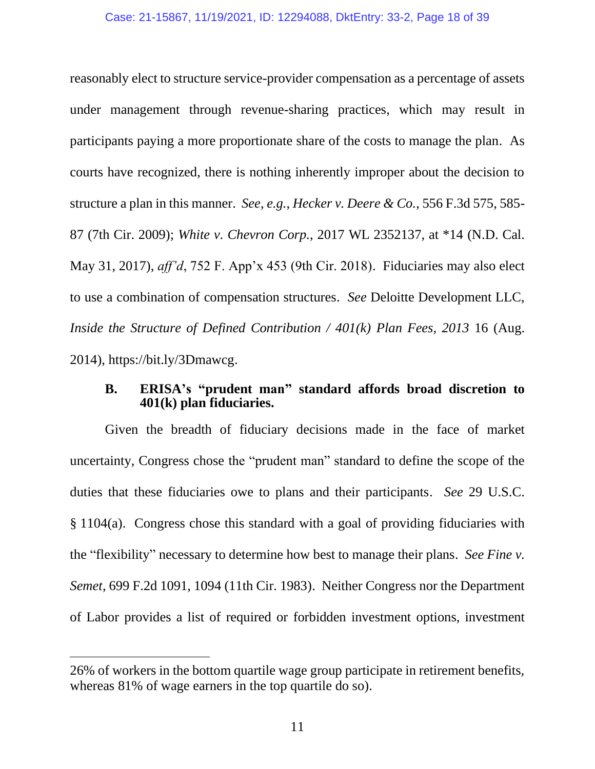reasonably elect to structure service-provider compensation as a percentage of assets under management through revenue-sharing practices, which may result in participants paying a more proportionate share of the costs to manage the plan. As courts have recognized, there is nothing inherently improper about the decision to structure a plan in this manner. *See, e.g.*, *Hecker v. Deere & Co.*, 556 F.3d 575, 585-87 (7th Cir. 2009); *White v. Chevron Corp.*, 2017 WL 2352137, at *14 (N.D. Cal. May 31, 2017), *aff'd*, 752 F. App'x 453 (9th Cir. 2018). Fiduciaries may also elect to use a combination of compensation structures. *See* Deloitte Development LLC, *Inside the Structure of Defined Contribution / 401(k) Plan Fees, 2013* 16 (Aug. 2014), https://bit.ly/3Dmawcg.

### B. ERISA's "prudent man" standard affords broad discretion to 401(k) plan fiduciaries.

Given the breadth of fiduciary decisions made in the face of market uncertainty, Congress chose the "prudent man" standard to define the scope of the duties that these fiduciaries owe to plans and their participants. *See* 29 U.S.C. § 1104(a). Congress chose this standard with a goal of providing fiduciaries with the "flexibility" necessary to determine how best to manage their plans. *See Fine v. Semet*, 699 F.2d 1091, 1094 (11th Cir. 1983). Neither Congress nor the Department of Labor provides a list of required or forbidden investment options, investment

---

26% of workers in the bottom quartile wage group participate in retirement benefits, whereas 81% of wage earners in the top quartile do so).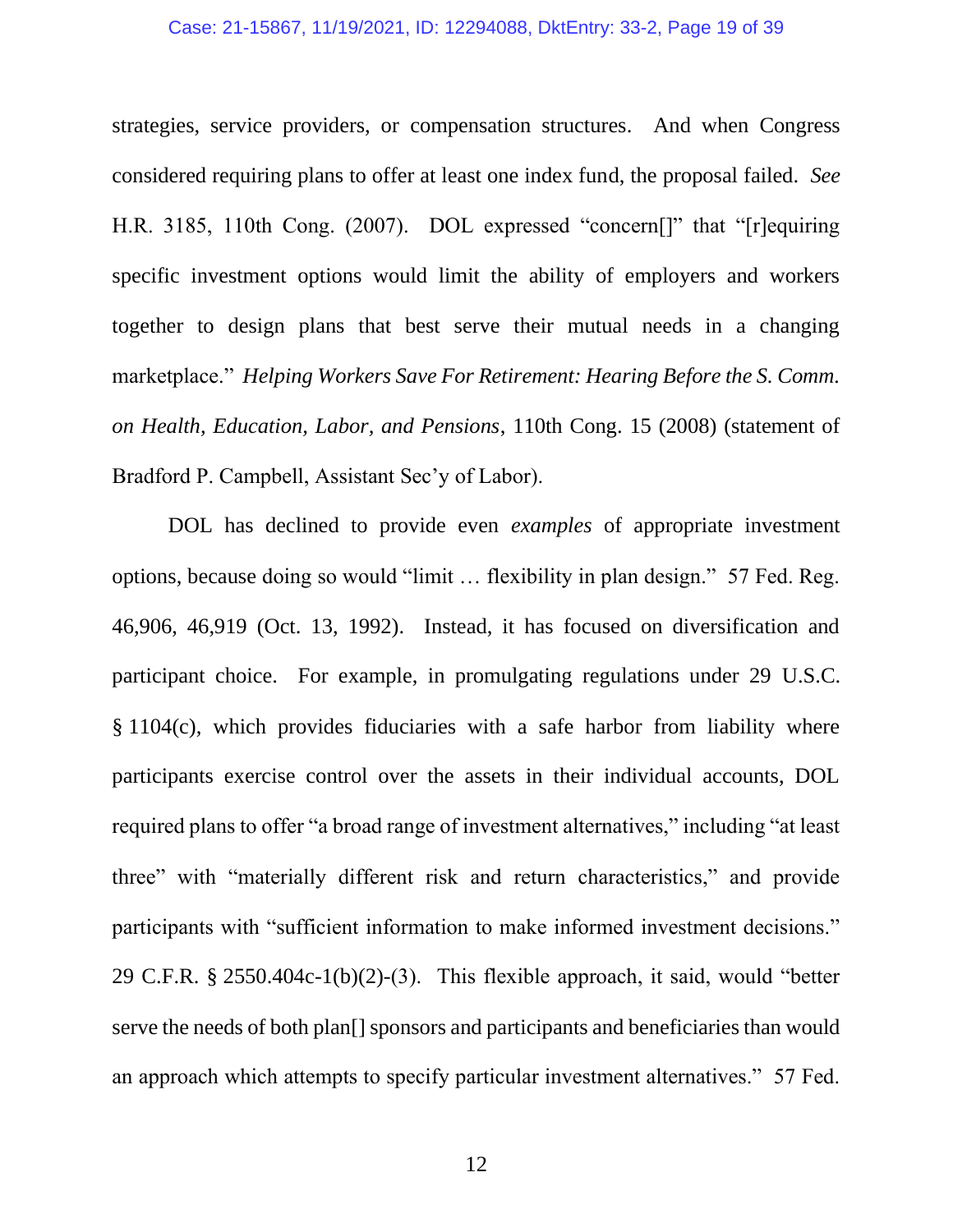strategies, service providers, or compensation structures. And when Congress considered requiring plans to offer at least one index fund, the proposal failed. *See* H.R. 3185, 110th Cong. (2007). DOL expressed "concern[]" that "[r]equiring specific investment options would limit the ability of employers and workers together to design plans that best serve their mutual needs in a changing marketplace." *Helping Workers Save For Retirement: Hearing Before the S. Comm. on Health, Education, Labor, and Pensions*, 110th Cong. 15 (2008) (statement of Bradford P. Campbell, Assistant Sec'y of Labor).

DOL has declined to provide even *examples* of appropriate investment options, because doing so would "limit … flexibility in plan design." 57 Fed. Reg. 46,906, 46,919 (Oct. 13, 1992). Instead, it has focused on diversification and participant choice. For example, in promulgating regulations under 29 U.S.C. § 1104(c), which provides fiduciaries with a safe harbor from liability where participants exercise control over the assets in their individual accounts, DOL required plans to offer "a broad range of investment alternatives," including "at least three" with "materially different risk and return characteristics," and provide participants with "sufficient information to make informed investment decisions." 29 C.F.R. § 2550.404c-1(b)(2)-(3). This flexible approach, it said, would "better serve the needs of both plan[] sponsors and participants and beneficiaries than would an approach which attempts to specify particular investment alternatives." 57 Fed.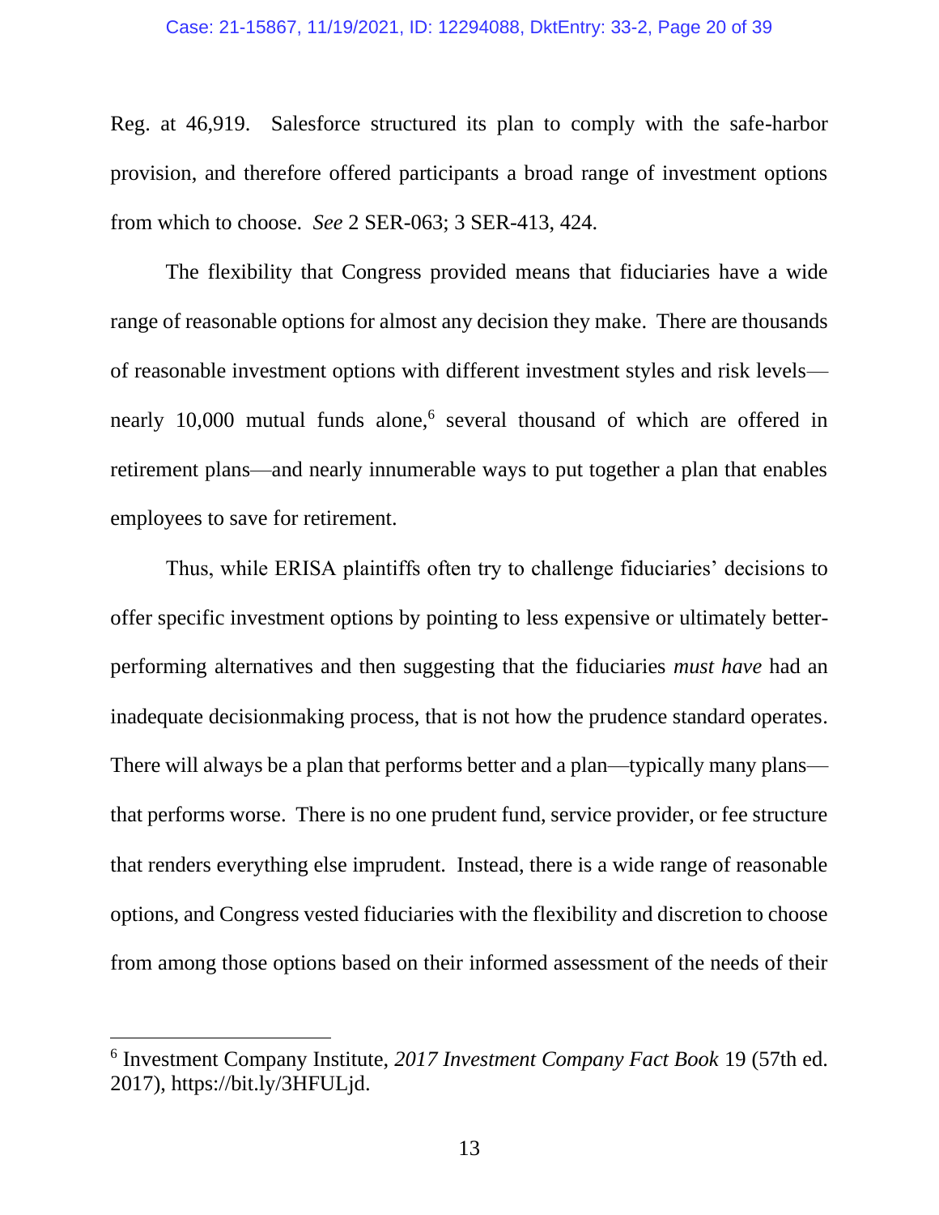Reg. at 46,919. Salesforce structured its plan to comply with the safe-harbor provision, and therefore offered participants a broad range of investment options from which to choose. *See* 2 SER-063; 3 SER-413, 424.

The flexibility that Congress provided means that fiduciaries have a wide range of reasonable options for almost any decision they make. There are thousands of reasonable investment options with different investment styles and risk levels—nearly 10,000 mutual funds alone,[6] several thousand of which are offered in retirement plans—and nearly innumerable ways to put together a plan that enables employees to save for retirement.

Thus, while ERISA plaintiffs often try to challenge fiduciaries' decisions to offer specific investment options by pointing to less expensive or ultimately better-performing alternatives and then suggesting that the fiduciaries *must have* had an inadequate decisionmaking process, that is not how the prudence standard operates. There will always be a plan that performs better and a plan—typically many plans—that performs worse. There is no one prudent fund, service provider, or fee structure that renders everything else imprudent. Instead, there is a wide range of reasonable options, and Congress vested fiduciaries with the flexibility and discretion to choose from among those options based on their informed assessment of the needs of their

---

[6] Investment Company Institute, *2017 Investment Company Fact Book* 19 (57th ed. 2017), https://bit.ly/3HFULjd.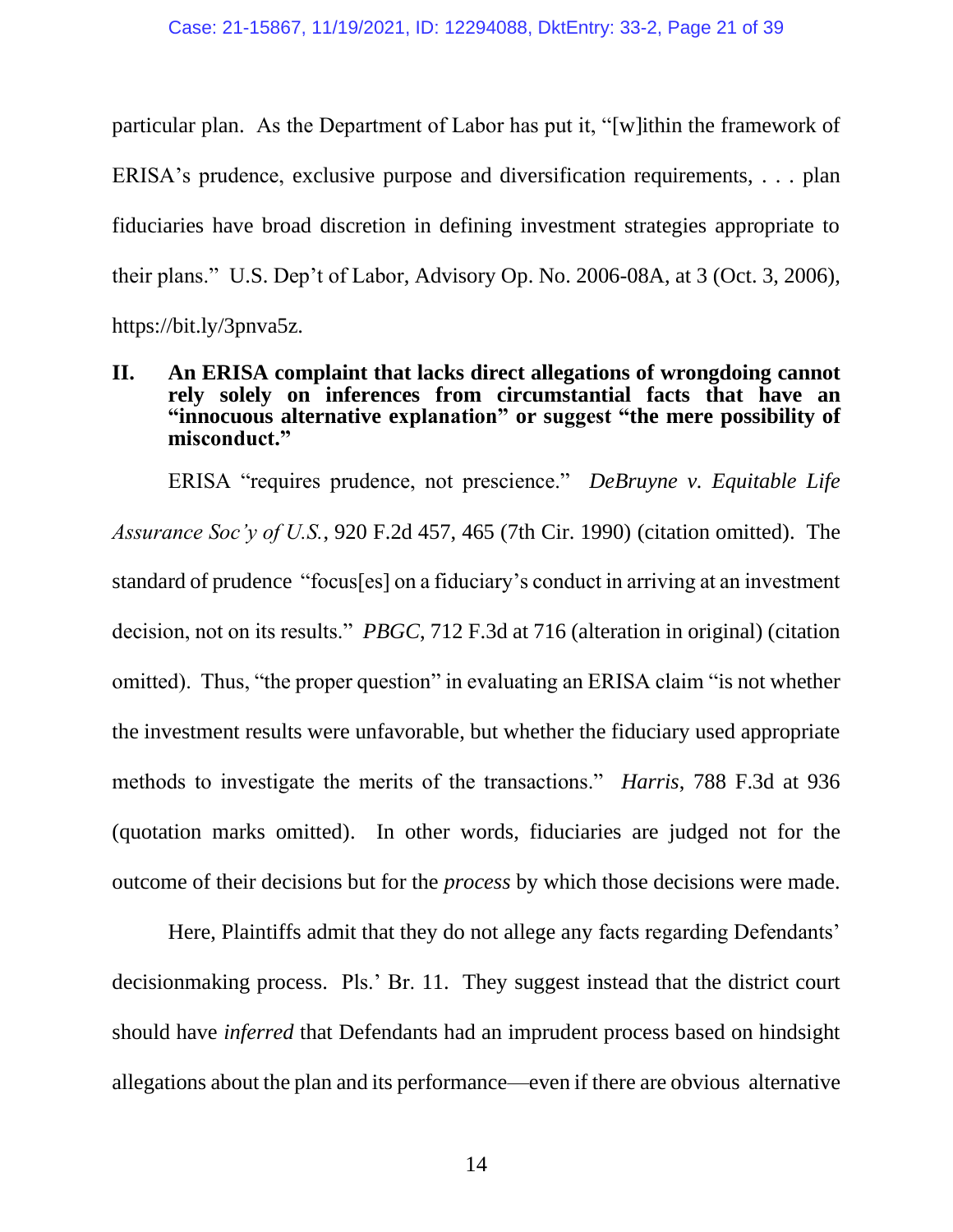particular plan. As the Department of Labor has put it, "[w]ithin the framework of ERISA's prudence, exclusive purpose and diversification requirements, . . . plan fiduciaries have broad discretion in defining investment strategies appropriate to their plans." U.S. Dep't of Labor, Advisory Op. No. 2006-08A, at 3 (Oct. 3, 2006), https://bit.ly/3pnva5z.

## II. An ERISA complaint that lacks direct allegations of wrongdoing cannot rely solely on inferences from circumstantial facts that have an "innocuous alternative explanation" or suggest "the mere possibility of misconduct."

ERISA "requires prudence, not prescience." *DeBruyne v. Equitable Life Assurance Soc'y of U.S.*, 920 F.2d 457, 465 (7th Cir. 1990) (citation omitted). The standard of prudence "focus[es] on a fiduciary's conduct in arriving at an investment decision, not on its results." *PBGC*, 712 F.3d at 716 (alteration in original) (citation omitted). Thus, "the proper question" in evaluating an ERISA claim "is not whether the investment results were unfavorable, but whether the fiduciary used appropriate methods to investigate the merits of the transactions." *Harris*, 788 F.3d at 936 (quotation marks omitted). In other words, fiduciaries are judged not for the outcome of their decisions but for the *process* by which those decisions were made.

Here, Plaintiffs admit that they do not allege any facts regarding Defendants' decisionmaking process. Pls.' Br. 11. They suggest instead that the district court should have *inferred* that Defendants had an imprudent process based on hindsight allegations about the plan and its performance—even if there are obvious alternative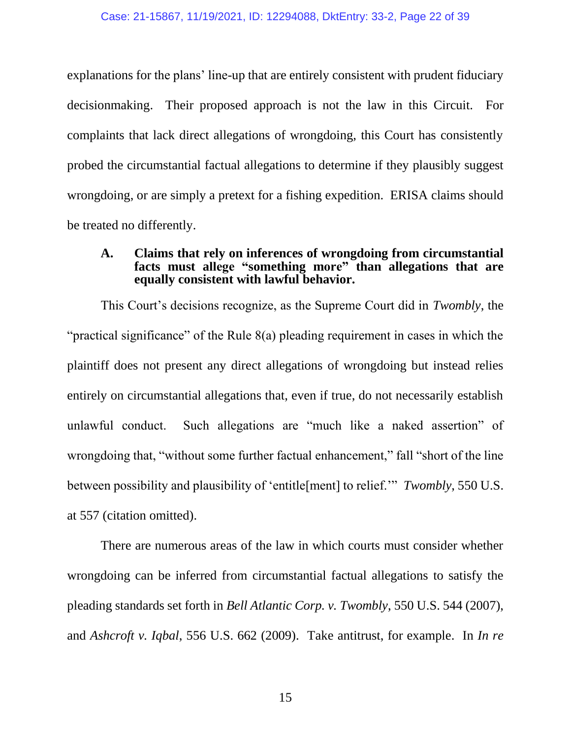explanations for the plans' line-up that are entirely consistent with prudent fiduciary decisionmaking. Their proposed approach is not the law in this Circuit. For complaints that lack direct allegations of wrongdoing, this Court has consistently probed the circumstantial factual allegations to determine if they plausibly suggest wrongdoing, or are simply a pretext for a fishing expedition. ERISA claims should be treated no differently.

### A. Claims that rely on inferences of wrongdoing from circumstantial facts must allege "something more" than allegations that are equally consistent with lawful behavior.

This Court's decisions recognize, as the Supreme Court did in *Twombly*, the "practical significance" of the Rule 8(a) pleading requirement in cases in which the plaintiff does not present any direct allegations of wrongdoing but instead relies entirely on circumstantial allegations that, even if true, do not necessarily establish unlawful conduct. Such allegations are "much like a naked assertion" of wrongdoing that, "without some further factual enhancement," fall "short of the line between possibility and plausibility of 'entitle[ment] to relief.'" *Twombly*, 550 U.S. at 557 (citation omitted).

There are numerous areas of the law in which courts must consider whether wrongdoing can be inferred from circumstantial factual allegations to satisfy the pleading standards set forth in *Bell Atlantic Corp. v. Twombly*, 550 U.S. 544 (2007), and *Ashcroft v. Iqbal*, 556 U.S. 662 (2009). Take antitrust, for example. In *In re*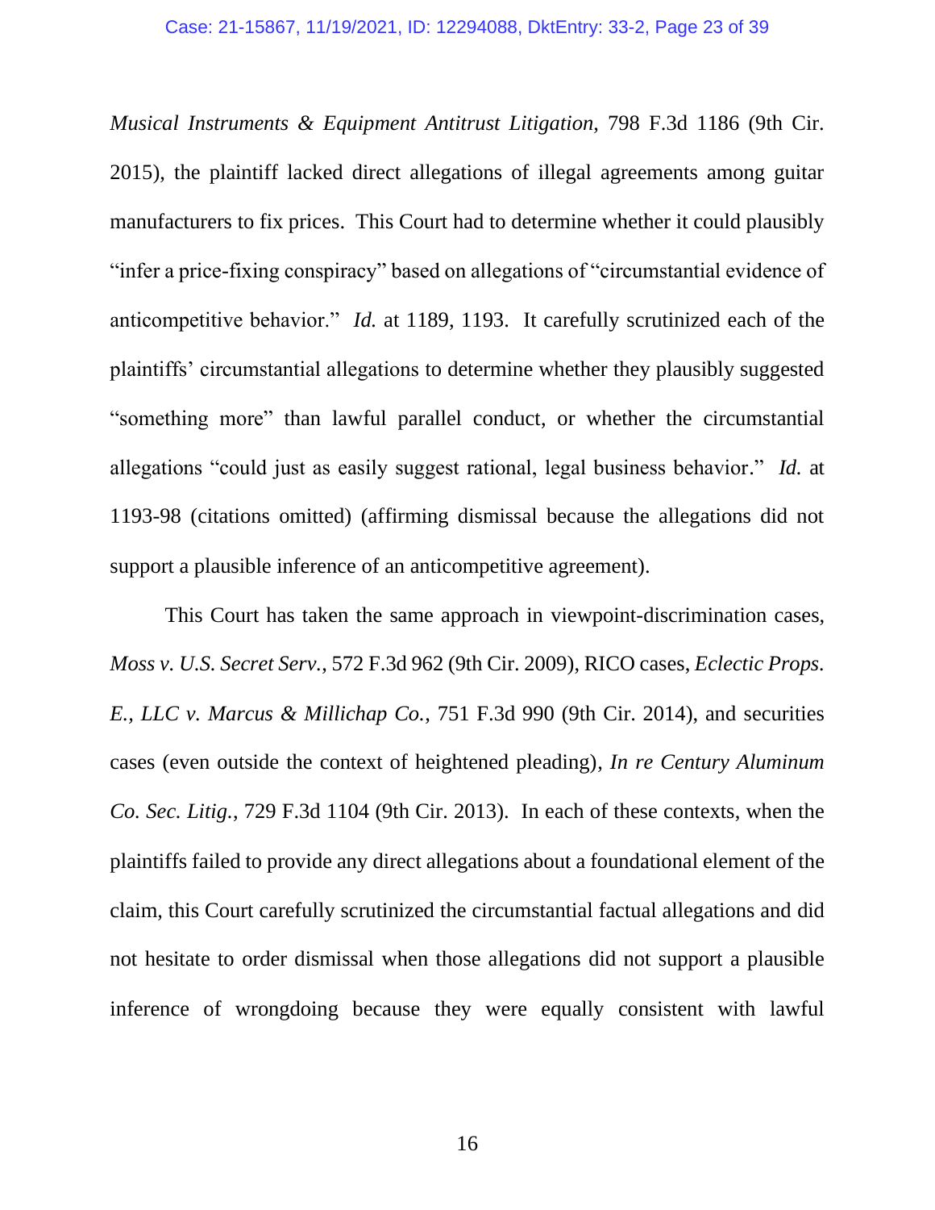*Musical Instruments & Equipment Antitrust Litigation*, 798 F.3d 1186 (9th Cir. 2015), the plaintiff lacked direct allegations of illegal agreements among guitar manufacturers to fix prices. This Court had to determine whether it could plausibly "infer a price-fixing conspiracy" based on allegations of "circumstantial evidence of anticompetitive behavior." *Id.* at 1189, 1193. It carefully scrutinized each of the plaintiffs' circumstantial allegations to determine whether they plausibly suggested "something more" than lawful parallel conduct, or whether the circumstantial allegations "could just as easily suggest rational, legal business behavior." *Id.* at 1193-98 (citations omitted) (affirming dismissal because the allegations did not support a plausible inference of an anticompetitive agreement).

This Court has taken the same approach in viewpoint-discrimination cases, *Moss v. U.S. Secret Serv.*, 572 F.3d 962 (9th Cir. 2009), RICO cases, *Eclectic Props. E., LLC v. Marcus & Millichap Co.*, 751 F.3d 990 (9th Cir. 2014), and securities cases (even outside the context of heightened pleading), *In re Century Aluminum Co. Sec. Litig.*, 729 F.3d 1104 (9th Cir. 2013). In each of these contexts, when the plaintiffs failed to provide any direct allegations about a foundational element of the claim, this Court carefully scrutinized the circumstantial factual allegations and did not hesitate to order dismissal when those allegations did not support a plausible inference of wrongdoing because they were equally consistent with lawful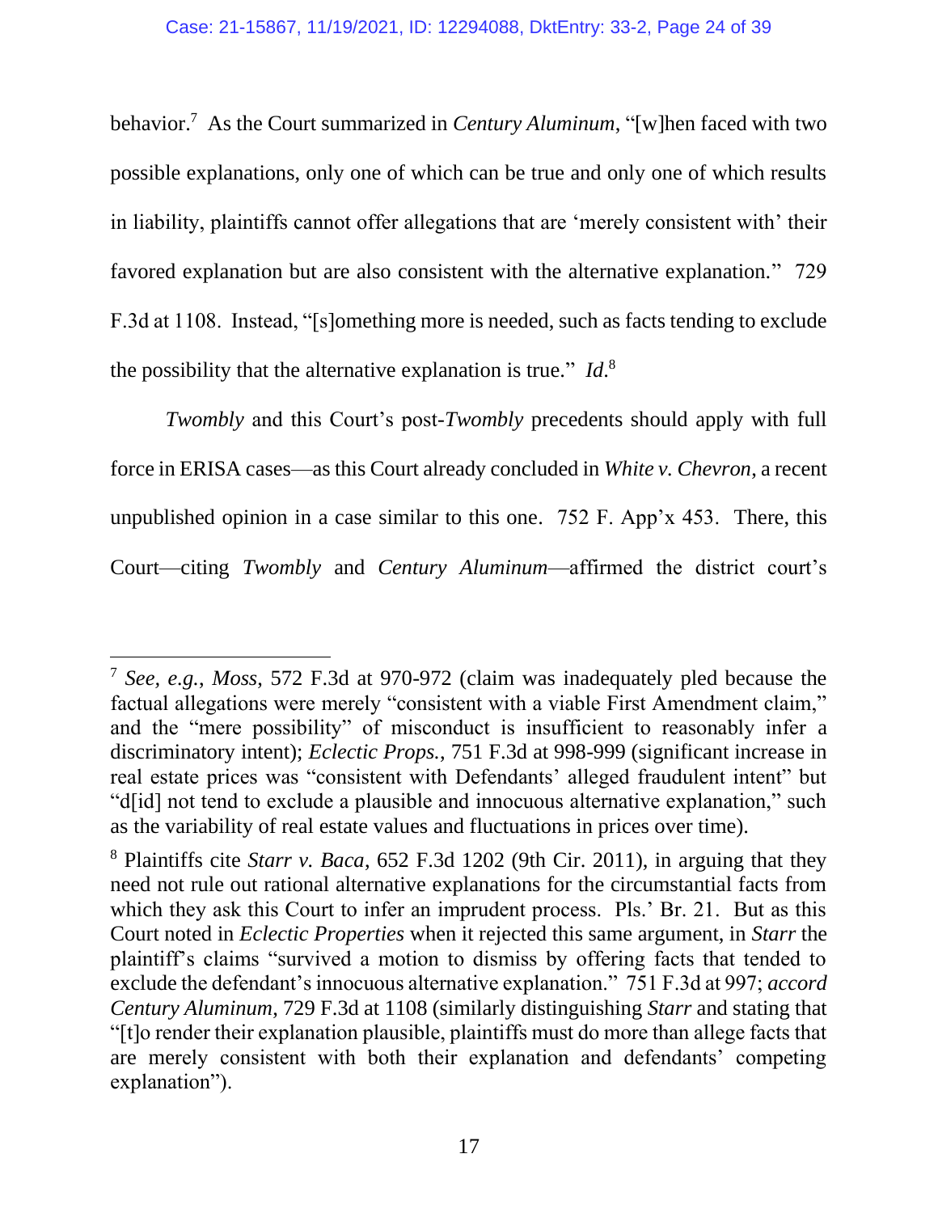behavior.[7] As the Court summarized in *Century Aluminum*, "[w]hen faced with two possible explanations, only one of which can be true and only one of which results in liability, plaintiffs cannot offer allegations that are 'merely consistent with' their favored explanation but are also consistent with the alternative explanation." 729 F.3d at 1108. Instead, "[s]omething more is needed, such as facts tending to exclude the possibility that the alternative explanation is true." *Id.*[8]

*Twombly* and this Court's post-*Twombly* precedents should apply with full force in ERISA cases—as this Court already concluded in *White v. Chevron*, a recent unpublished opinion in a case similar to this one. 752 F. App'x 453. There, this Court—citing *Twombly* and *Century Aluminum*—affirmed the district court's

---

[7] *See, e.g.*, *Moss*, 572 F.3d at 970-972 (claim was inadequately pled because the factual allegations were merely "consistent with a viable First Amendment claim," and the "mere possibility" of misconduct is insufficient to reasonably infer a discriminatory intent); *Eclectic Props.*, 751 F.3d at 998-999 (significant increase in real estate prices was "consistent with Defendants' alleged fraudulent intent" but "d[id] not tend to exclude a plausible and innocuous alternative explanation," such as the variability of real estate values and fluctuations in prices over time).

[8] Plaintiffs cite *Starr v. Baca*, 652 F.3d 1202 (9th Cir. 2011), in arguing that they need not rule out rational alternative explanations for the circumstantial facts from which they ask this Court to infer an imprudent process. Pls.' Br. 21. But as this Court noted in *Eclectic Properties* when it rejected this same argument, in *Starr* the plaintiff's claims "survived a motion to dismiss by offering facts that tended to exclude the defendant's innocuous alternative explanation." 751 F.3d at 997; *accord Century Aluminum*, 729 F.3d at 1108 (similarly distinguishing *Starr* and stating that "[t]o render their explanation plausible, plaintiffs must do more than allege facts that are merely consistent with both their explanation and defendants' competing explanation").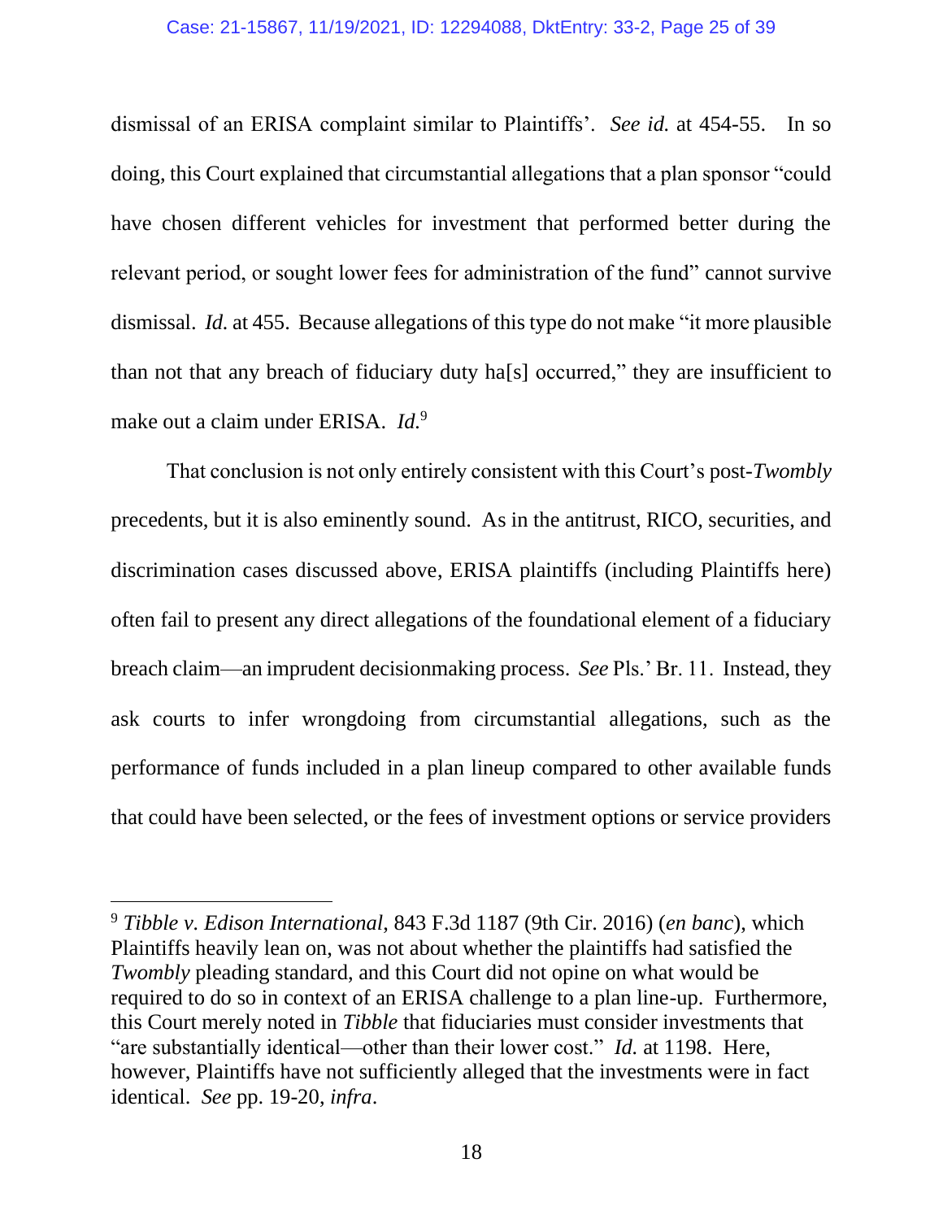dismissal of an ERISA complaint similar to Plaintiffs'. *See id.* at 454-55. In so doing, this Court explained that circumstantial allegations that a plan sponsor "could have chosen different vehicles for investment that performed better during the relevant period, or sought lower fees for administration of the fund" cannot survive dismissal. *Id.* at 455. Because allegations of this type do not make "it more plausible than not that any breach of fiduciary duty ha[s] occurred," they are insufficient to make out a claim under ERISA. *Id.*[9]

That conclusion is not only entirely consistent with this Court's post-*Twombly* precedents, but it is also eminently sound. As in the antitrust, RICO, securities, and discrimination cases discussed above, ERISA plaintiffs (including Plaintiffs here) often fail to present any direct allegations of the foundational element of a fiduciary breach claim—an imprudent decisionmaking process. *See* Pls.' Br. 11. Instead, they ask courts to infer wrongdoing from circumstantial allegations, such as the performance of funds included in a plan lineup compared to other available funds that could have been selected, or the fees of investment options or service providers

---

[9] *Tibble v. Edison International*, 843 F.3d 1187 (9th Cir. 2016) (*en banc*), which Plaintiffs heavily lean on, was not about whether the plaintiffs had satisfied the *Twombly* pleading standard, and this Court did not opine on what would be required to do so in context of an ERISA challenge to a plan line-up. Furthermore, this Court merely noted in *Tibble* that fiduciaries must consider investments that "are substantially identical—other than their lower cost." *Id.* at 1198. Here, however, Plaintiffs have not sufficiently alleged that the investments were in fact identical. *See* pp. 19-20, *infra*.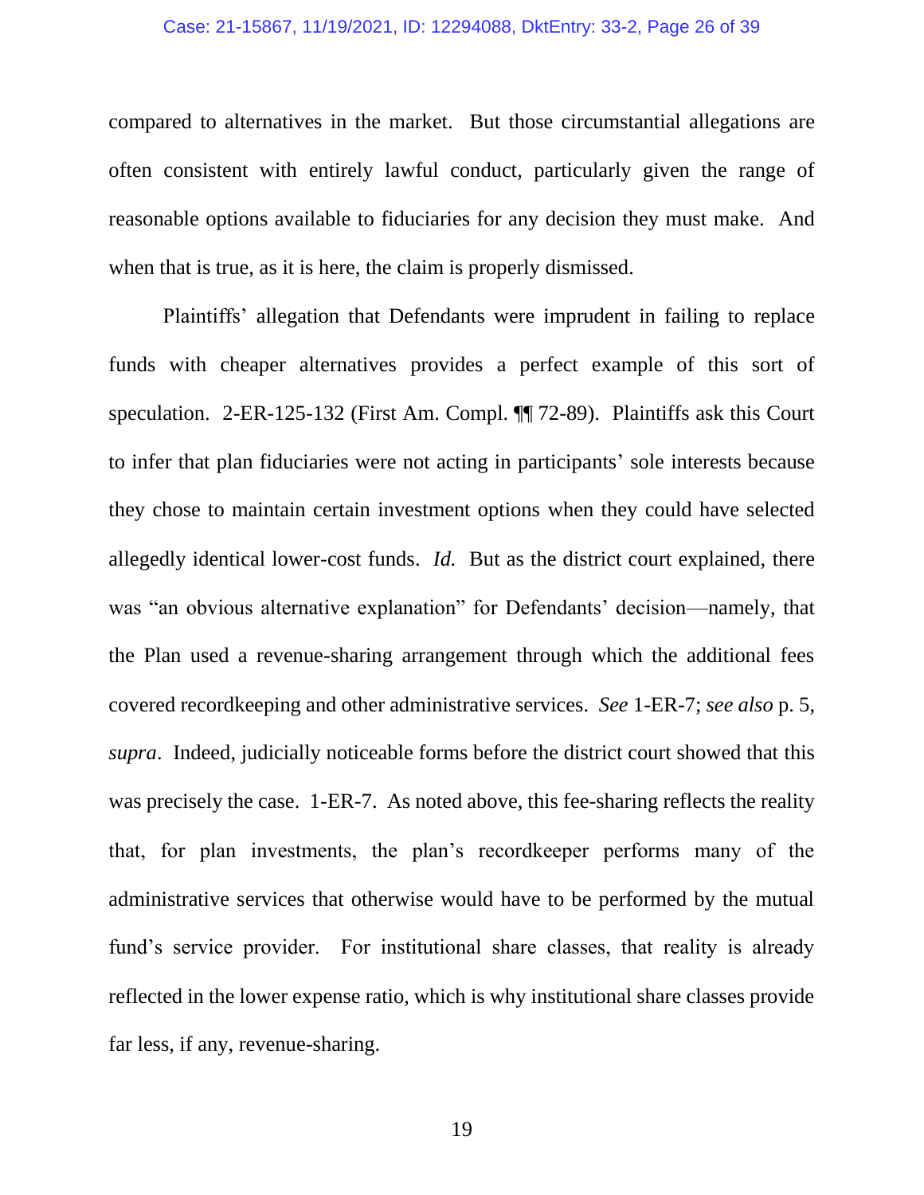compared to alternatives in the market. But those circumstantial allegations are often consistent with entirely lawful conduct, particularly given the range of reasonable options available to fiduciaries for any decision they must make. And when that is true, as it is here, the claim is properly dismissed.

Plaintiffs' allegation that Defendants were imprudent in failing to replace funds with cheaper alternatives provides a perfect example of this sort of speculation. 2-ER-125-132 (First Am. Compl. ¶¶ 72-89). Plaintiffs ask this Court to infer that plan fiduciaries were not acting in participants' sole interests because they chose to maintain certain investment options when they could have selected allegedly identical lower-cost funds. *Id.* But as the district court explained, there was "an obvious alternative explanation" for Defendants' decision—namely, that the Plan used a revenue-sharing arrangement through which the additional fees covered recordkeeping and other administrative services. *See* 1-ER-7; *see also* p. 5, *supra*. Indeed, judicially noticeable forms before the district court showed that this was precisely the case. 1-ER-7. As noted above, this fee-sharing reflects the reality that, for plan investments, the plan's recordkeeper performs many of the administrative services that otherwise would have to be performed by the mutual fund's service provider. For institutional share classes, that reality is already reflected in the lower expense ratio, which is why institutional share classes provide far less, if any, revenue-sharing.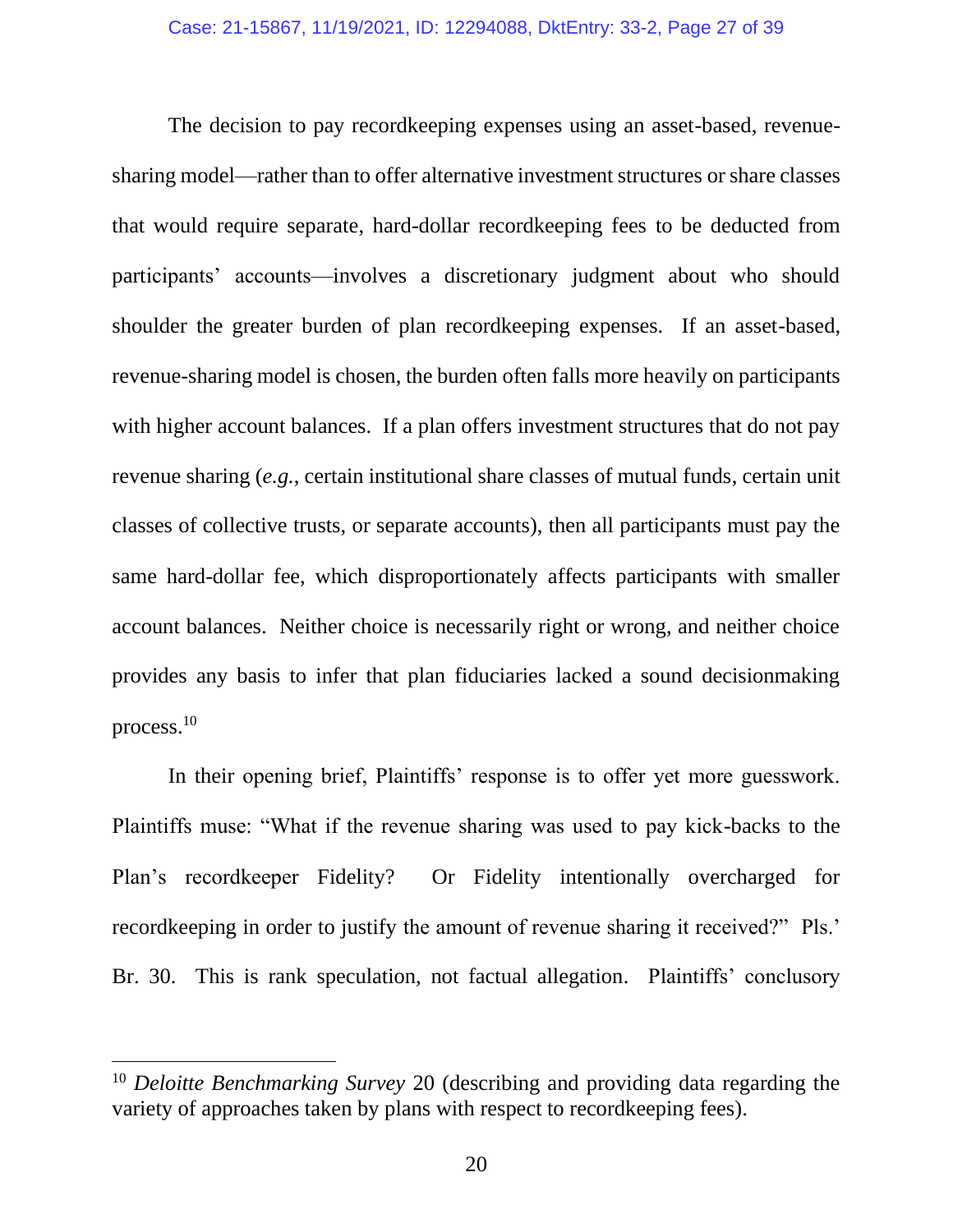The decision to pay recordkeeping expenses using an asset-based, revenue-sharing model—rather than to offer alternative investment structures or share classes that would require separate, hard-dollar recordkeeping fees to be deducted from participants' accounts—involves a discretionary judgment about who should shoulder the greater burden of plan recordkeeping expenses. If an asset-based, revenue-sharing model is chosen, the burden often falls more heavily on participants with higher account balances. If a plan offers investment structures that do not pay revenue sharing (*e.g.*, certain institutional share classes of mutual funds, certain unit classes of collective trusts, or separate accounts), then all participants must pay the same hard-dollar fee, which disproportionately affects participants with smaller account balances. Neither choice is necessarily right or wrong, and neither choice provides any basis to infer that plan fiduciaries lacked a sound decisionmaking process.[10]

In their opening brief, Plaintiffs' response is to offer yet more guesswork. Plaintiffs muse: "What if the revenue sharing was used to pay kick-backs to the Plan's recordkeeper Fidelity? Or Fidelity intentionally overcharged for recordkeeping in order to justify the amount of revenue sharing it received?" Pls.' Br. 30. This is rank speculation, not factual allegation. Plaintiffs' conclusory

---

[10] *Deloitte Benchmarking Survey* 20 (describing and providing data regarding the variety of approaches taken by plans with respect to recordkeeping fees).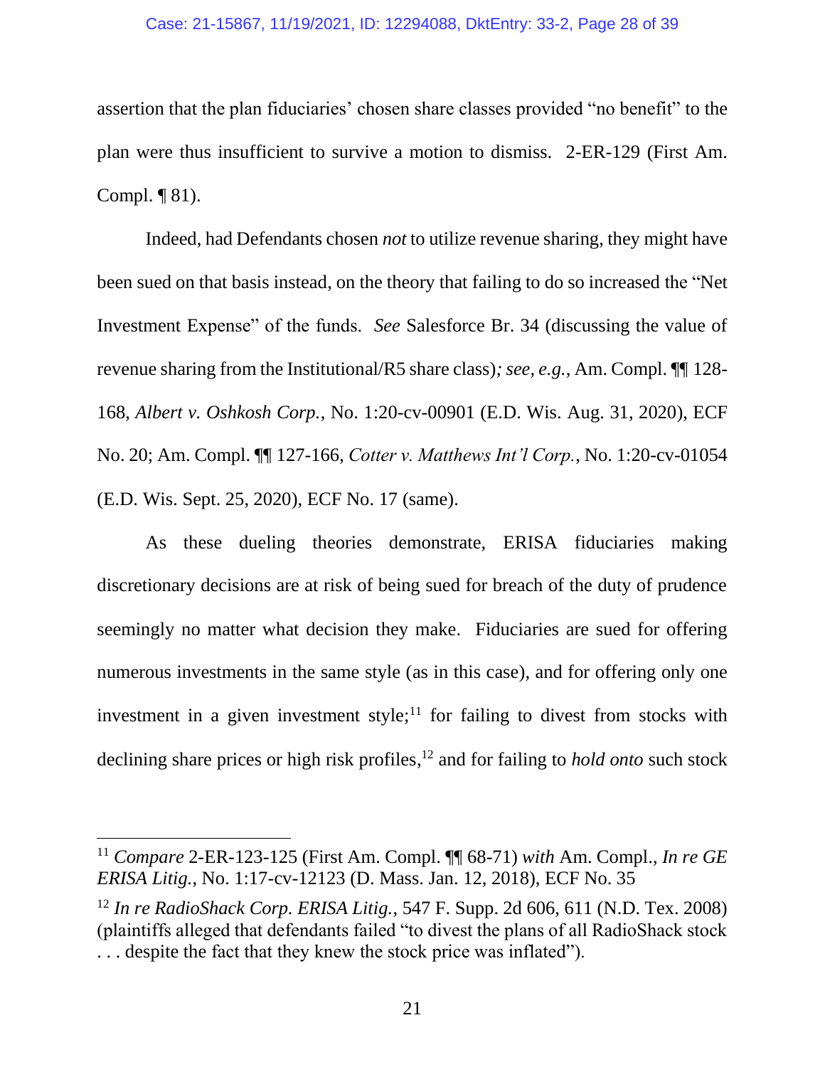assertion that the plan fiduciaries' chosen share classes provided "no benefit" to the plan were thus insufficient to survive a motion to dismiss. 2-ER-129 (First Am. Compl. ¶ 81).

Indeed, had Defendants chosen *not* to utilize revenue sharing, they might have been sued on that basis instead, on the theory that failing to do so increased the "Net Investment Expense" of the funds. *See* Salesforce Br. 34 (discussing the value of revenue sharing from the Institutional/R5 share class)*; see, e.g.*, Am. Compl. ¶¶ 128-168, *Albert v. Oshkosh Corp.*, No. 1:20-cv-00901 (E.D. Wis. Aug. 31, 2020), ECF No. 20; Am. Compl. ¶¶ 127-166, *Cotter v. Matthews Int'l Corp.*, No. 1:20-cv-01054 (E.D. Wis. Sept. 25, 2020), ECF No. 17 (same).

As these dueling theories demonstrate, ERISA fiduciaries making discretionary decisions are at risk of being sued for breach of the duty of prudence seemingly no matter what decision they make. Fiduciaries are sued for offering numerous investments in the same style (as in this case), and for offering only one investment in a given investment style;[11] for failing to divest from stocks with declining share prices or high risk profiles,[12] and for failing to *hold onto* such stock

---

[11] *Compare* 2-ER-123-125 (First Am. Compl. ¶¶ 68-71) *with* Am. Compl., *In re GE ERISA Litig.*, No. 1:17-cv-12123 (D. Mass. Jan. 12, 2018), ECF No. 35

[12] *In re RadioShack Corp. ERISA Litig.*, 547 F. Supp. 2d 606, 611 (N.D. Tex. 2008) (plaintiffs alleged that defendants failed "to divest the plans of all RadioShack stock . . . despite the fact that they knew the stock price was inflated").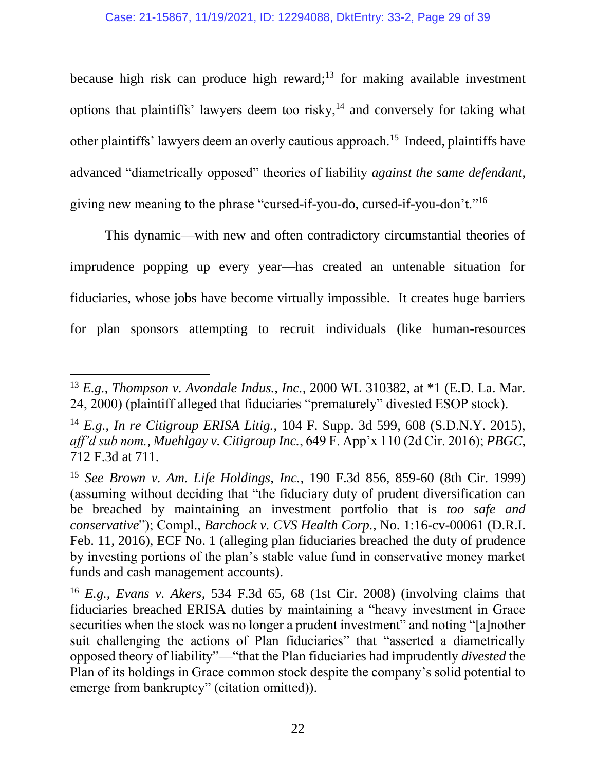because high risk can produce high reward;[13] for making available investment options that plaintiffs' lawyers deem too risky,[14] and conversely for taking what other plaintiffs' lawyers deem an overly cautious approach.[15] Indeed, plaintiffs have advanced "diametrically opposed" theories of liability *against the same defendant*, giving new meaning to the phrase "cursed-if-you-do, cursed-if-you-don't."[16]

This dynamic—with new and often contradictory circumstantial theories of imprudence popping up every year—has created an untenable situation for fiduciaries, whose jobs have become virtually impossible. It creates huge barriers for plan sponsors attempting to recruit individuals (like human-resources

---

[13] *E.g.*, *Thompson v. Avondale Indus., Inc.*, 2000 WL 310382, at *1 (E.D. La. Mar. 24, 2000) (plaintiff alleged that fiduciaries "prematurely" divested ESOP stock).

[14] *E.g.*, *In re Citigroup ERISA Litig.*, 104 F. Supp. 3d 599, 608 (S.D.N.Y. 2015), *aff'd sub nom.*, *Muehlgay v. Citigroup Inc.*, 649 F. App'x 110 (2d Cir. 2016); *PBGC*, 712 F.3d at 711.

[15] *See Brown v. Am. Life Holdings, Inc.*, 190 F.3d 856, 859-60 (8th Cir. 1999) (assuming without deciding that "the fiduciary duty of prudent diversification can be breached by maintaining an investment portfolio that is *too safe and conservative*"); Compl., *Barchock v. CVS Health Corp.*, No. 1:16-cv-00061 (D.R.I. Feb. 11, 2016), ECF No. 1 (alleging plan fiduciaries breached the duty of prudence by investing portions of the plan's stable value fund in conservative money market funds and cash management accounts).

[16] *E.g.*, *Evans v. Akers*, 534 F.3d 65, 68 (1st Cir. 2008) (involving claims that fiduciaries breached ERISA duties by maintaining a "heavy investment in Grace securities when the stock was no longer a prudent investment" and noting "[a]nother suit challenging the actions of Plan fiduciaries" that "asserted a diametrically opposed theory of liability"—"that the Plan fiduciaries had imprudently *divested* the Plan of its holdings in Grace common stock despite the company's solid potential to emerge from bankruptcy" (citation omitted)).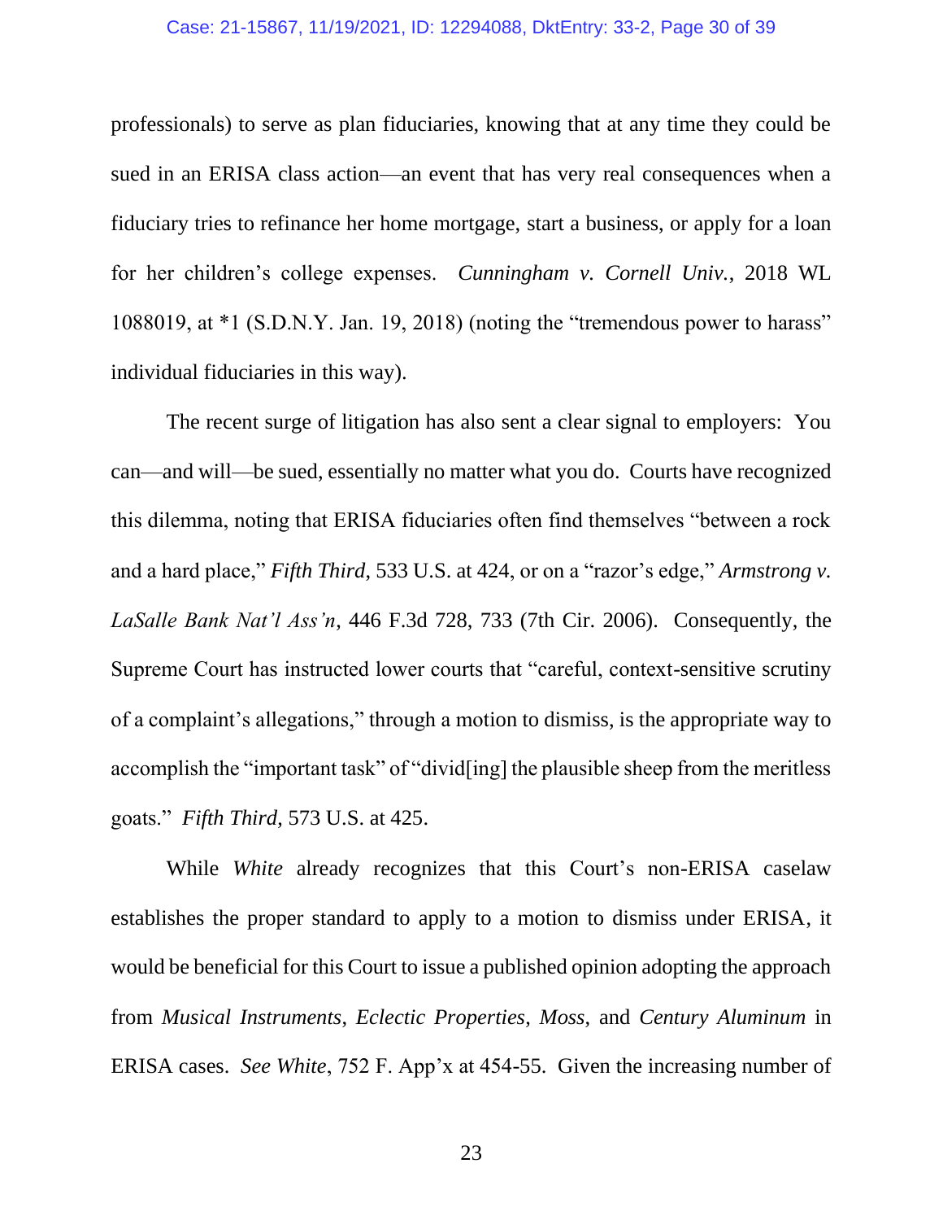professionals) to serve as plan fiduciaries, knowing that at any time they could be sued in an ERISA class action—an event that has very real consequences when a fiduciary tries to refinance her home mortgage, start a business, or apply for a loan for her children's college expenses. *Cunningham v. Cornell Univ.*, 2018 WL 1088019, at *1 (S.D.N.Y. Jan. 19, 2018) (noting the "tremendous power to harass" individual fiduciaries in this way).

The recent surge of litigation has also sent a clear signal to employers: You can—and will—be sued, essentially no matter what you do. Courts have recognized this dilemma, noting that ERISA fiduciaries often find themselves "between a rock and a hard place," *Fifth Third*, 533 U.S. at 424, or on a "razor's edge," *Armstrong v. LaSalle Bank Nat'l Ass'n*, 446 F.3d 728, 733 (7th Cir. 2006). Consequently, the Supreme Court has instructed lower courts that "careful, context-sensitive scrutiny of a complaint's allegations," through a motion to dismiss, is the appropriate way to accomplish the "important task" of "divid[ing] the plausible sheep from the meritless goats." *Fifth Third*, 573 U.S. at 425.

While *White* already recognizes that this Court's non-ERISA caselaw establishes the proper standard to apply to a motion to dismiss under ERISA, it would be beneficial for this Court to issue a published opinion adopting the approach from *Musical Instruments*, *Eclectic Properties*, *Moss*, and *Century Aluminum* in ERISA cases. *See White*, 752 F. App'x at 454-55. Given the increasing number of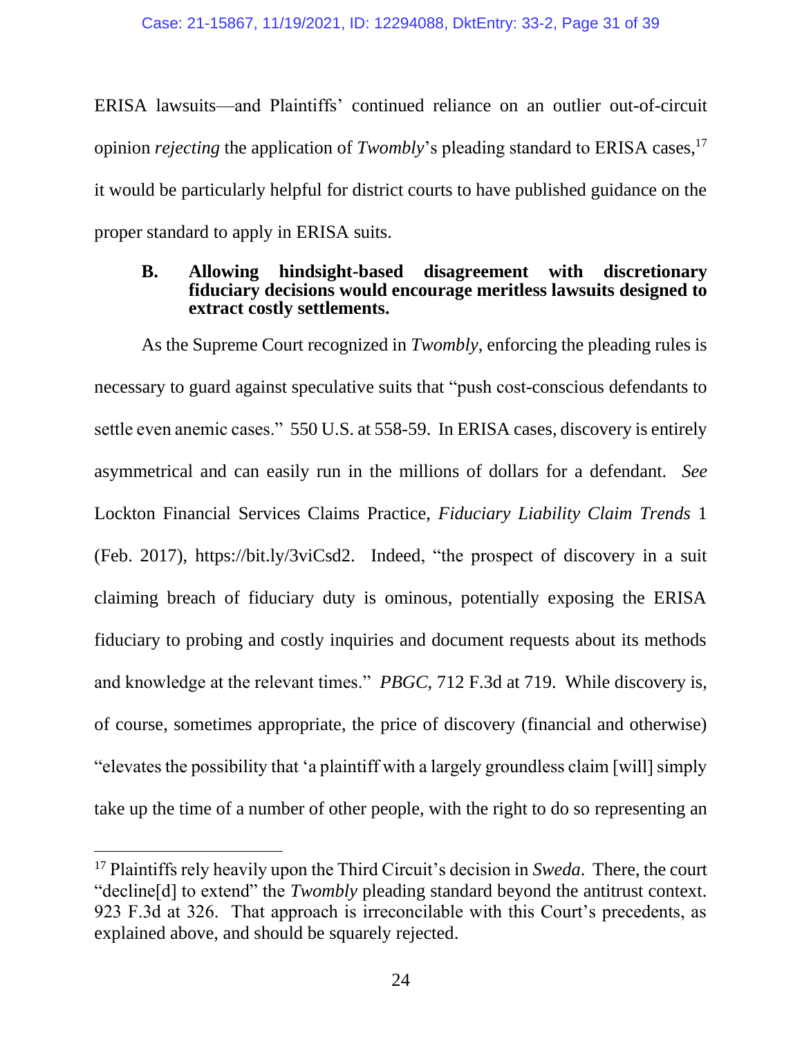ERISA lawsuits—and Plaintiffs' continued reliance on an outlier out-of-circuit opinion *rejecting* the application of *Twombly*'s pleading standard to ERISA cases,[17] it would be particularly helpful for district courts to have published guidance on the proper standard to apply in ERISA suits.

### B. Allowing hindsight-based disagreement with discretionary fiduciary decisions would encourage meritless lawsuits designed to extract costly settlements.

As the Supreme Court recognized in *Twombly*, enforcing the pleading rules is necessary to guard against speculative suits that "push cost-conscious defendants to settle even anemic cases." 550 U.S. at 558-59. In ERISA cases, discovery is entirely asymmetrical and can easily run in the millions of dollars for a defendant. *See* Lockton Financial Services Claims Practice, *Fiduciary Liability Claim Trends* 1 (Feb. 2017), https://bit.ly/3viCsd2. Indeed, "the prospect of discovery in a suit claiming breach of fiduciary duty is ominous, potentially exposing the ERISA fiduciary to probing and costly inquiries and document requests about its methods and knowledge at the relevant times." *PBGC*, 712 F.3d at 719. While discovery is, of course, sometimes appropriate, the price of discovery (financial and otherwise) "elevates the possibility that 'a plaintiff with a largely groundless claim [will] simply take up the time of a number of other people, with the right to do so representing an

---

[17] Plaintiffs rely heavily upon the Third Circuit's decision in *Sweda*. There, the court "decline[d] to extend" the *Twombly* pleading standard beyond the antitrust context. 923 F.3d at 326. That approach is irreconcilable with this Court's precedents, as explained above, and should be squarely rejected.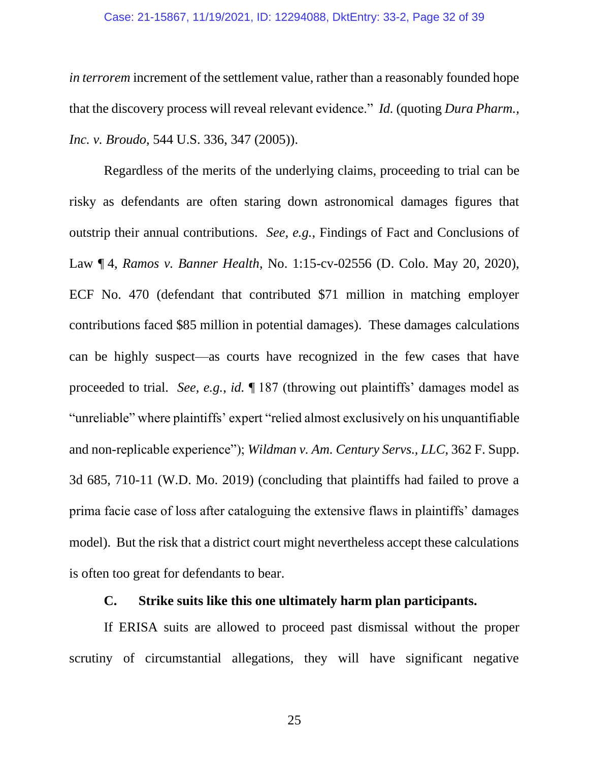*in terrorem* increment of the settlement value, rather than a reasonably founded hope that the discovery process will reveal relevant evidence." *Id.* (quoting *Dura Pharm., Inc. v. Broudo*, 544 U.S. 336, 347 (2005)).

Regardless of the merits of the underlying claims, proceeding to trial can be risky as defendants are often staring down astronomical damages figures that outstrip their annual contributions. *See, e.g.*, Findings of Fact and Conclusions of Law ¶ 4, *Ramos v. Banner Health*, No. 1:15-cv-02556 (D. Colo. May 20, 2020), ECF No. 470 (defendant that contributed $71 million in matching employer contributions faced $85 million in potential damages). These damages calculations can be highly suspect—as courts have recognized in the few cases that have proceeded to trial. *See, e.g.*, *id.* ¶ 187 (throwing out plaintiffs' damages model as "unreliable" where plaintiffs' expert "relied almost exclusively on his unquantifiable and non-replicable experience"); *Wildman v. Am. Century Servs., LLC*, 362 F. Supp. 3d 685, 710-11 (W.D. Mo. 2019) (concluding that plaintiffs had failed to prove a prima facie case of loss after cataloguing the extensive flaws in plaintiffs' damages model). But the risk that a district court might nevertheless accept these calculations is often too great for defendants to bear.

### C. Strike suits like this one ultimately harm plan participants.

If ERISA suits are allowed to proceed past dismissal without the proper scrutiny of circumstantial allegations, they will have significant negative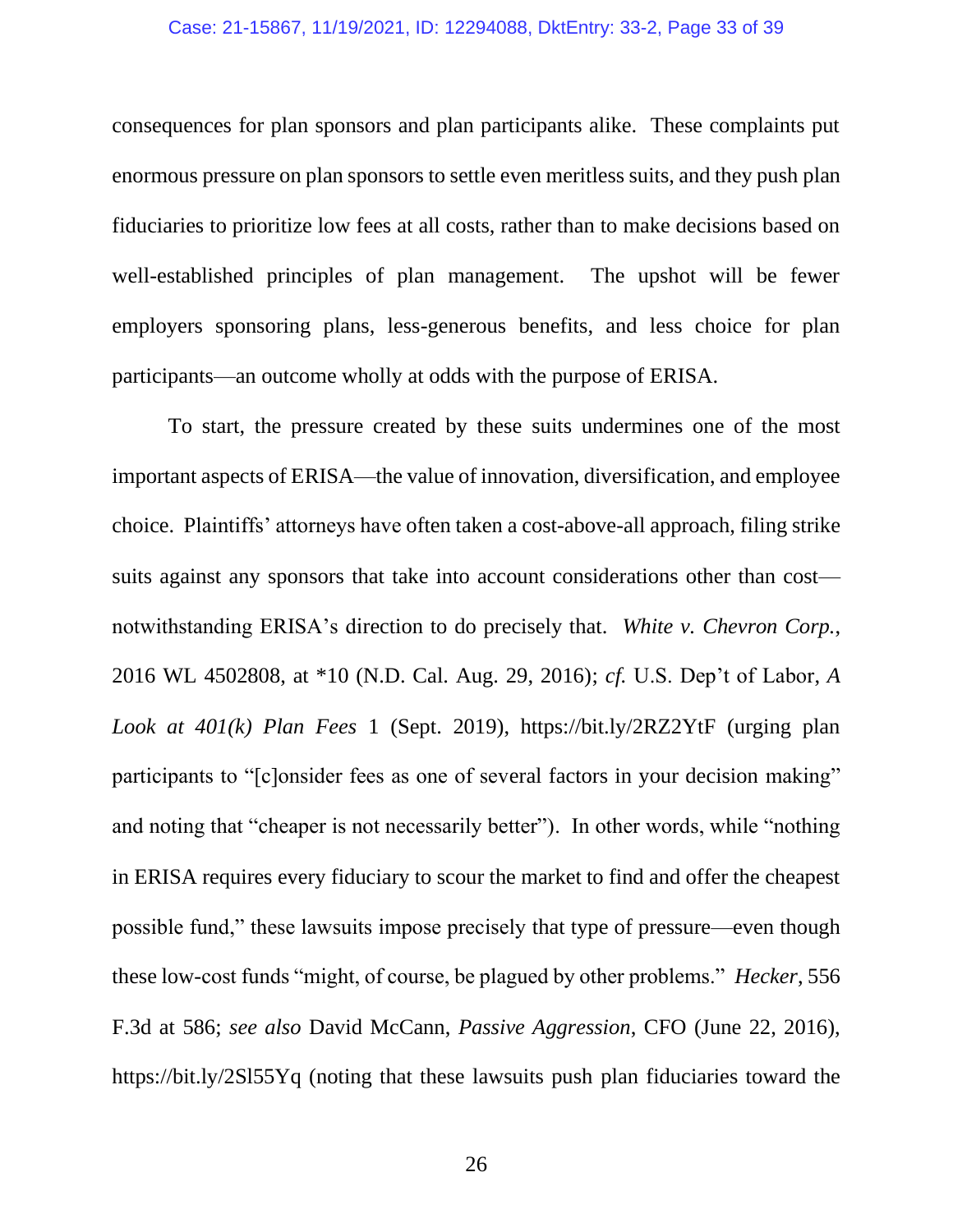consequences for plan sponsors and plan participants alike. These complaints put enormous pressure on plan sponsors to settle even meritless suits, and they push plan fiduciaries to prioritize low fees at all costs, rather than to make decisions based on well-established principles of plan management. The upshot will be fewer employers sponsoring plans, less-generous benefits, and less choice for plan participants—an outcome wholly at odds with the purpose of ERISA.

To start, the pressure created by these suits undermines one of the most important aspects of ERISA—the value of innovation, diversification, and employee choice. Plaintiffs' attorneys have often taken a cost-above-all approach, filing strike suits against any sponsors that take into account considerations other than cost—notwithstanding ERISA's direction to do precisely that. *White v. Chevron Corp.*, 2016 WL 4502808, at *10 (N.D. Cal. Aug. 29, 2016); *cf.* U.S. Dep't of Labor, *A Look at 401(k) Plan Fees* 1 (Sept. 2019), https://bit.ly/2RZ2YtF (urging plan participants to "[c]onsider fees as one of several factors in your decision making" and noting that "cheaper is not necessarily better"). In other words, while "nothing in ERISA requires every fiduciary to scour the market to find and offer the cheapest possible fund," these lawsuits impose precisely that type of pressure—even though these low-cost funds "might, of course, be plagued by other problems." *Hecker*, 556 F.3d at 586; *see also* David McCann, *Passive Aggression*, CFO (June 22, 2016), https://bit.ly/2Sl55Yq (noting that these lawsuits push plan fiduciaries toward the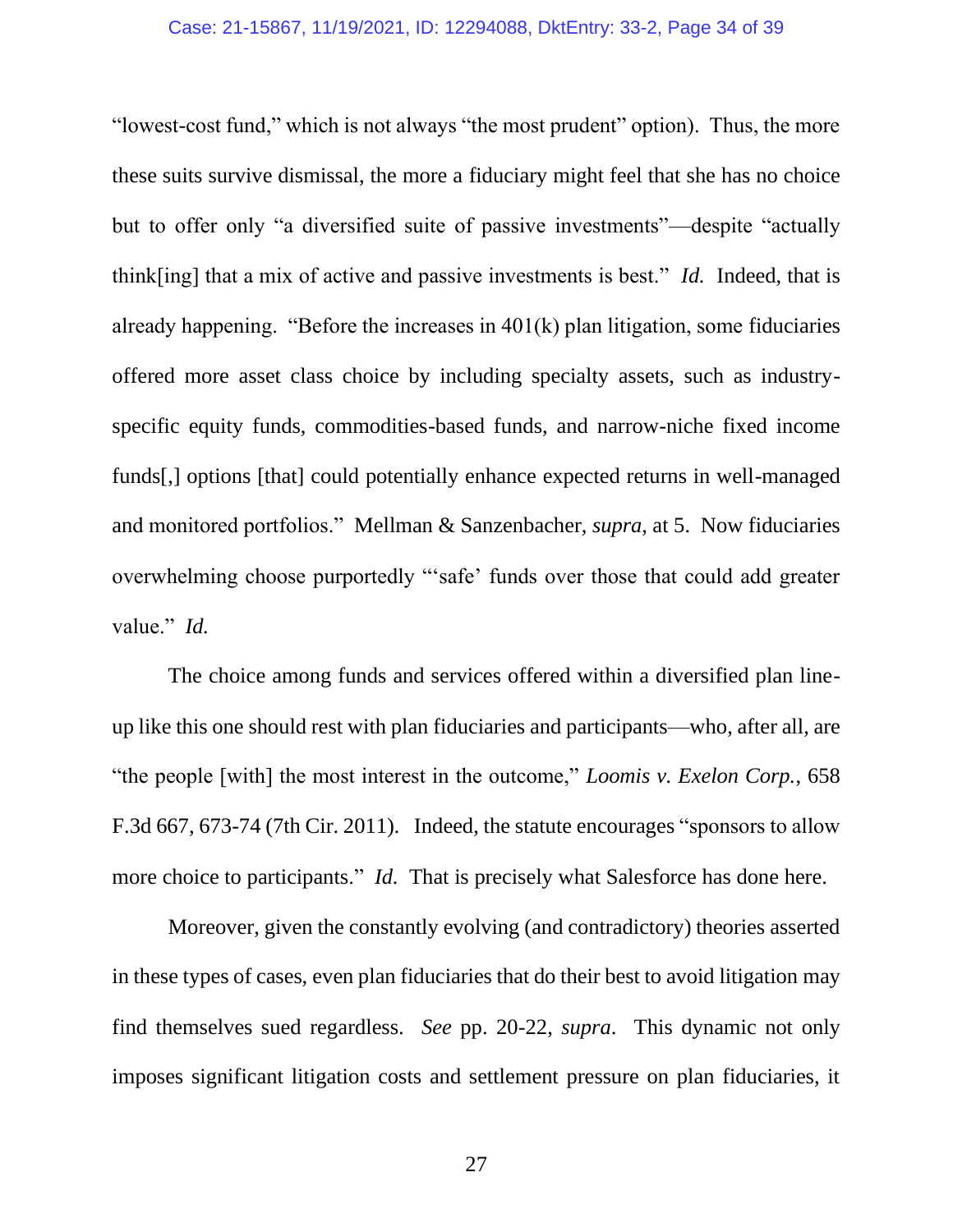"lowest-cost fund," which is not always "the most prudent" option). Thus, the more these suits survive dismissal, the more a fiduciary might feel that she has no choice but to offer only "a diversified suite of passive investments"—despite "actually think[ing] that a mix of active and passive investments is best." *Id.* Indeed, that is already happening. "Before the increases in 401(k) plan litigation, some fiduciaries offered more asset class choice by including specialty assets, such as industry-specific equity funds, commodities-based funds, and narrow-niche fixed income funds[,] options [that] could potentially enhance expected returns in well-managed and monitored portfolios." Mellman & Sanzenbacher, *supra*, at 5. Now fiduciaries overwhelming choose purportedly "'safe' funds over those that could add greater value." *Id.*

The choice among funds and services offered within a diversified plan line-up like this one should rest with plan fiduciaries and participants—who, after all, are "the people [with] the most interest in the outcome," *Loomis v. Exelon Corp.*, 658 F.3d 667, 673-74 (7th Cir. 2011). Indeed, the statute encourages "sponsors to allow more choice to participants." *Id.* That is precisely what Salesforce has done here.

Moreover, given the constantly evolving (and contradictory) theories asserted in these types of cases, even plan fiduciaries that do their best to avoid litigation may find themselves sued regardless. *See* pp. 20-22, *supra*. This dynamic not only imposes significant litigation costs and settlement pressure on plan fiduciaries, it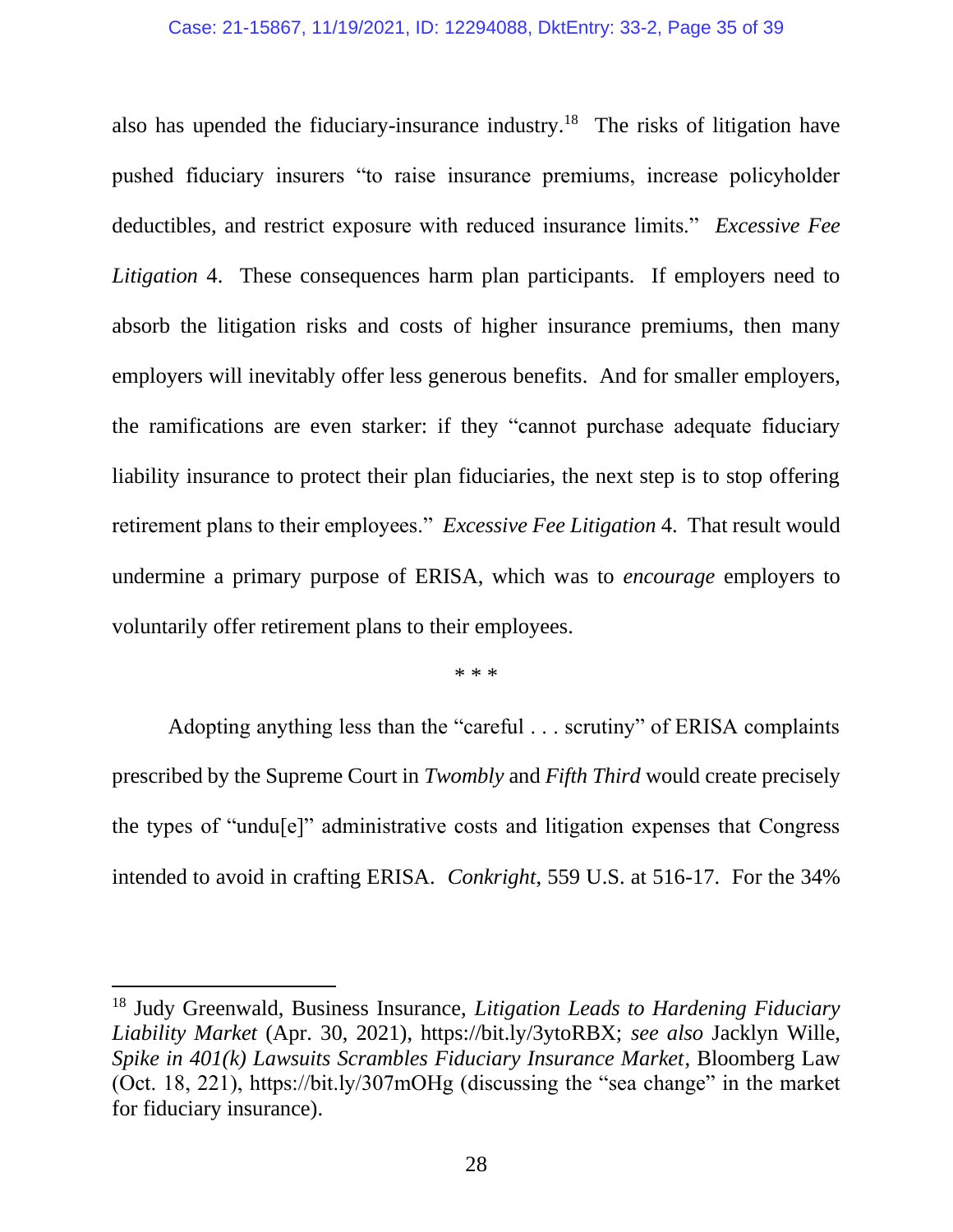also has upended the fiduciary-insurance industry.[18] The risks of litigation have pushed fiduciary insurers "to raise insurance premiums, increase policyholder deductibles, and restrict exposure with reduced insurance limits." *Excessive Fee Litigation* 4. These consequences harm plan participants. If employers need to absorb the litigation risks and costs of higher insurance premiums, then many employers will inevitably offer less generous benefits. And for smaller employers, the ramifications are even starker: if they "cannot purchase adequate fiduciary liability insurance to protect their plan fiduciaries, the next step is to stop offering retirement plans to their employees." *Excessive Fee Litigation* 4. That result would undermine a primary purpose of ERISA, which was to *encourage* employers to voluntarily offer retirement plans to their employees.

\* \* \*

Adopting anything less than the "careful . . . scrutiny" of ERISA complaints prescribed by the Supreme Court in *Twombly* and *Fifth Third* would create precisely the types of "undu[e]" administrative costs and litigation expenses that Congress intended to avoid in crafting ERISA. *Conkright*, 559 U.S. at 516-17. For the 34%

---

[18] Judy Greenwald, Business Insurance, *Litigation Leads to Hardening Fiduciary Liability Market* (Apr. 30, 2021), https://bit.ly/3ytoRBX; *see also* Jacklyn Wille, *Spike in 401(k) Lawsuits Scrambles Fiduciary Insurance Market*, Bloomberg Law (Oct. 18, 221), https://bit.ly/307mOHg (discussing the "sea change" in the market for fiduciary insurance).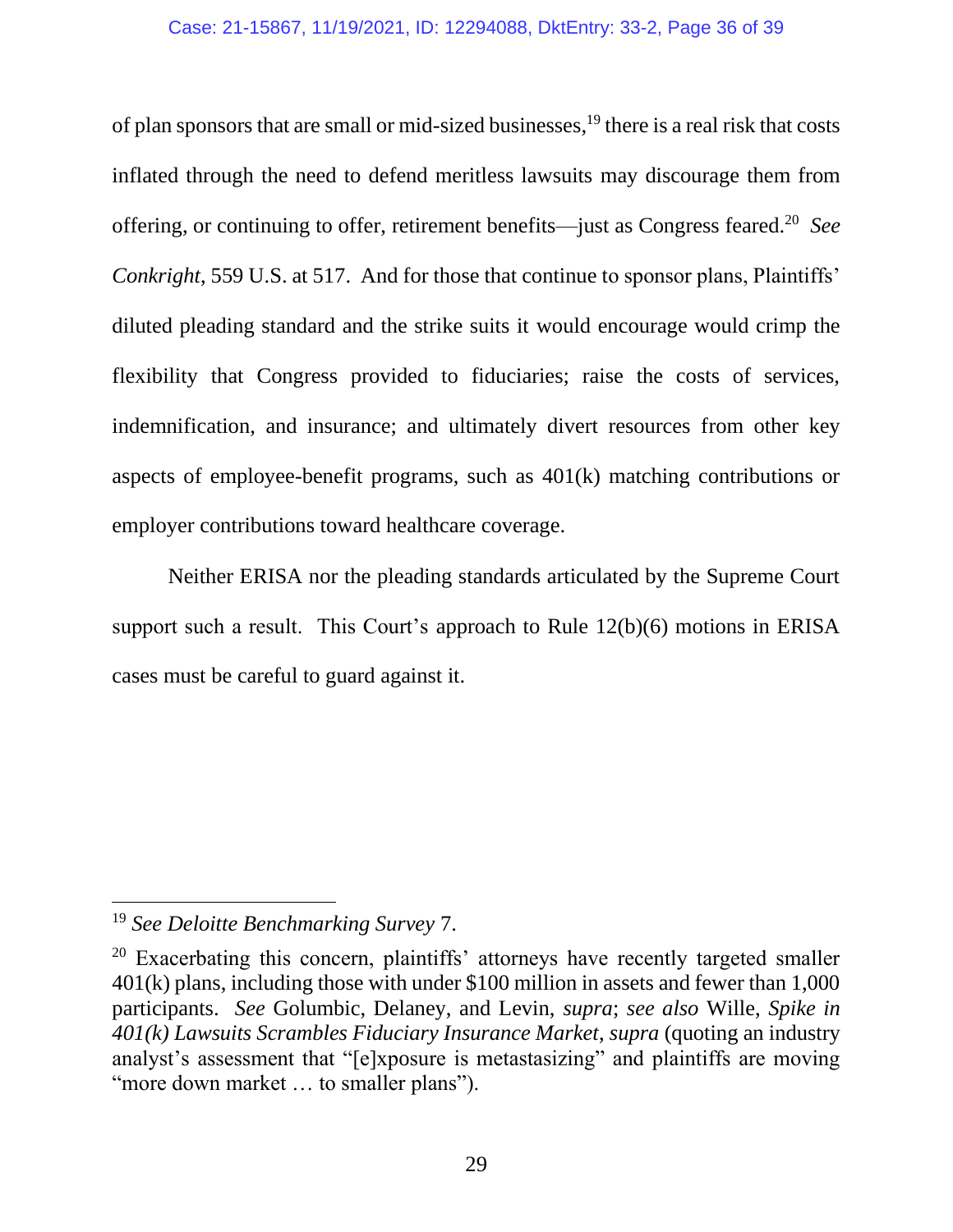of plan sponsors that are small or mid-sized businesses,[19] there is a real risk that costs inflated through the need to defend meritless lawsuits may discourage them from offering, or continuing to offer, retirement benefits—just as Congress feared.[20] *See Conkright*, 559 U.S. at 517. And for those that continue to sponsor plans, Plaintiffs' diluted pleading standard and the strike suits it would encourage would crimp the flexibility that Congress provided to fiduciaries; raise the costs of services, indemnification, and insurance; and ultimately divert resources from other key aspects of employee-benefit programs, such as 401(k) matching contributions or employer contributions toward healthcare coverage.

Neither ERISA nor the pleading standards articulated by the Supreme Court support such a result. This Court's approach to Rule 12(b)(6) motions in ERISA cases must be careful to guard against it.

---

[19] *See Deloitte Benchmarking Survey* 7.

[20] Exacerbating this concern, plaintiffs' attorneys have recently targeted smaller 401(k) plans, including those with under $100 million in assets and fewer than 1,000 participants. *See* Golumbic, Delaney, and Levin, *supra*; *see also* Wille, *Spike in 401(k) Lawsuits Scrambles Fiduciary Insurance Market*, *supra* (quoting an industry analyst's assessment that "[e]xposure is metastasizing" and plaintiffs are moving "more down market … to smaller plans").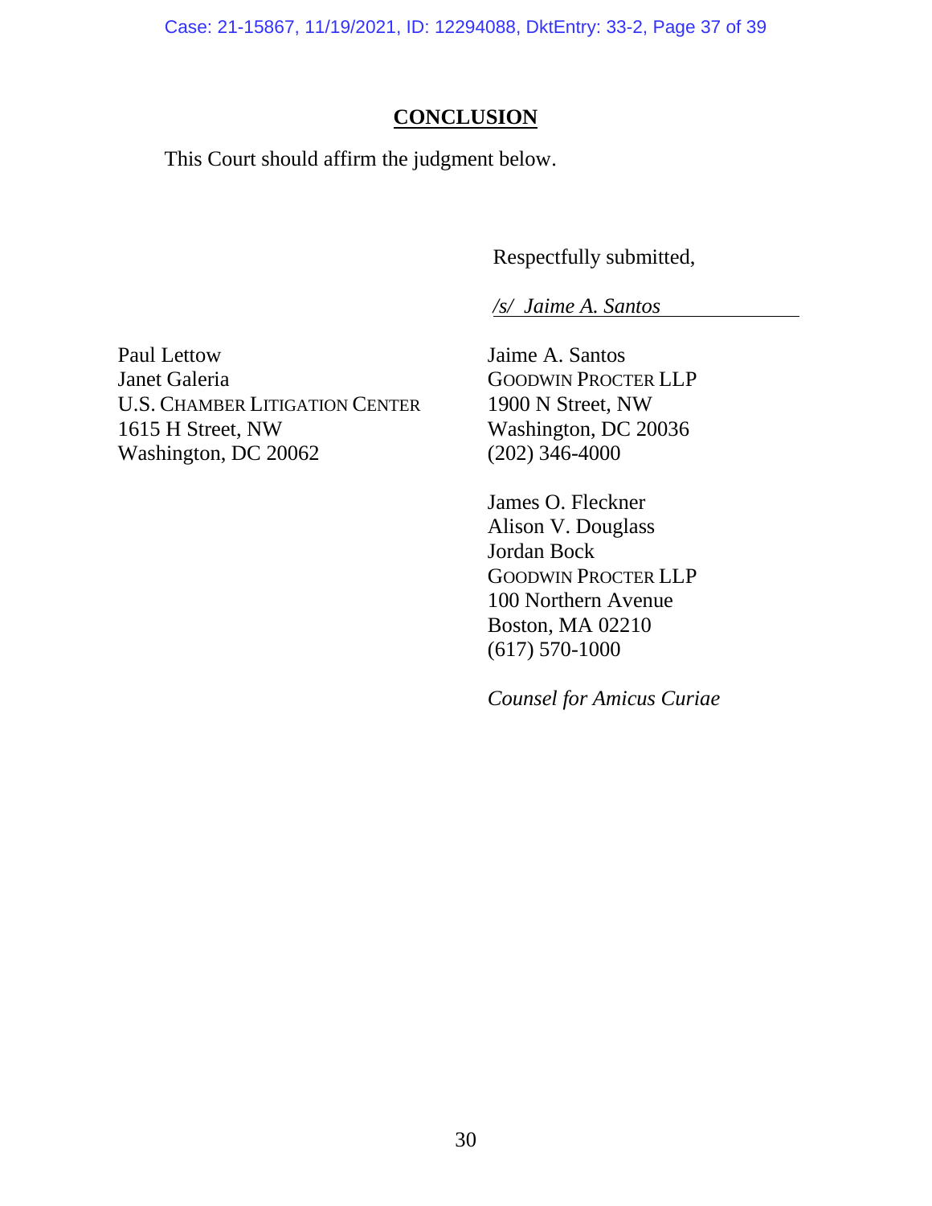## CONCLUSION

This Court should affirm the judgment below.

Respectfully submitted,

*/s/ Jaime A. Santos*

Jaime A. Santos
GOODWIN PROCTER LLP
1900 N Street, NW
Washington, DC 20036
(202) 346-4000

James O. Fleckner
Alison V. Douglass
Jordan Bock
GOODWIN PROCTER LLP
100 Northern Avenue
Boston, MA 02210
(617) 570-1000

*Counsel for Amicus Curiae*

Paul Lettow
Janet Galeria
U.S. CHAMBER LITIGATION CENTER
1615 H Street, NW
Washington, DC 20062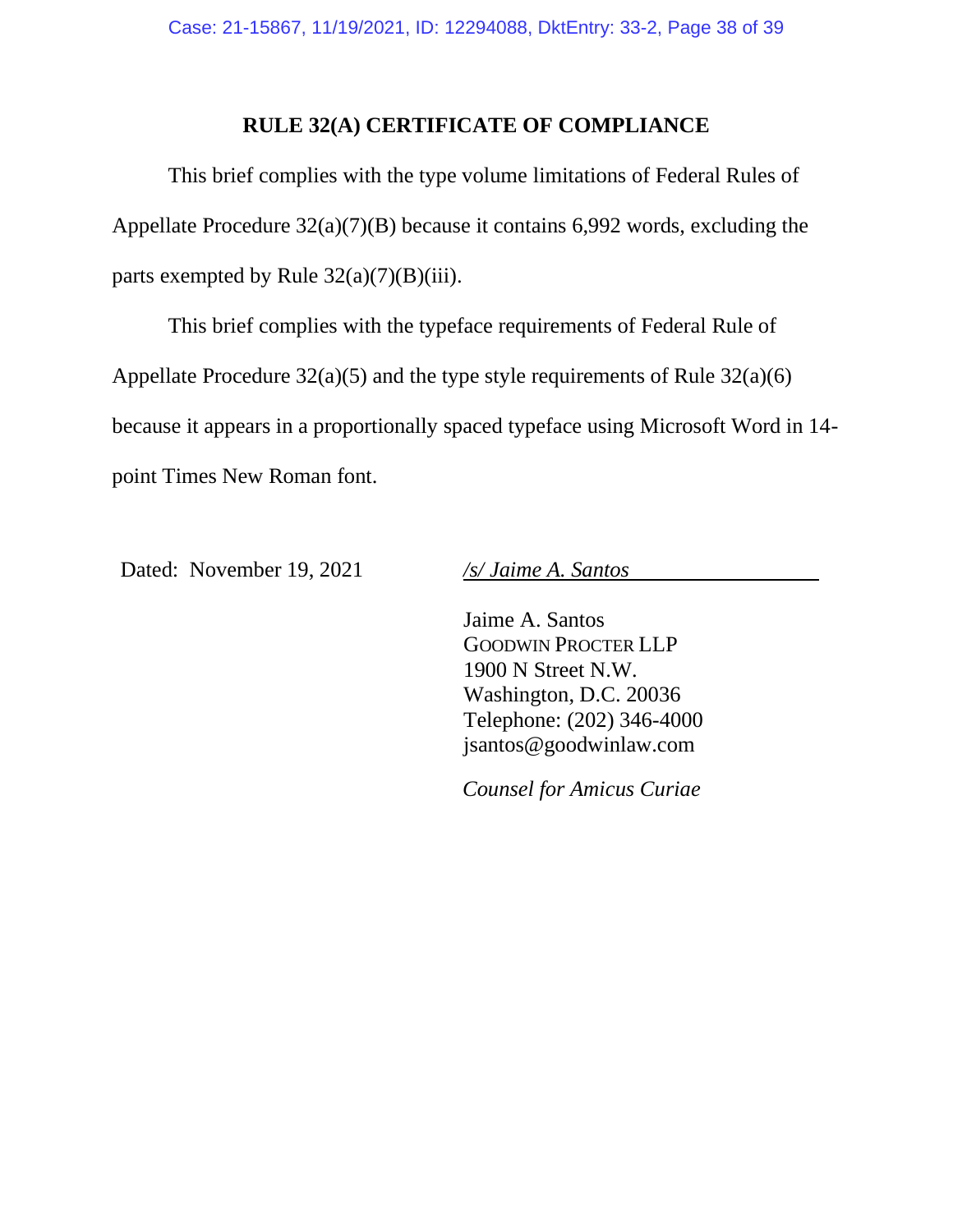## RULE 32(A) CERTIFICATE OF COMPLIANCE

This brief complies with the type volume limitations of Federal Rules of Appellate Procedure 32(a)(7)(B) because it contains 6,992 words, excluding the parts exempted by Rule 32(a)(7)(B)(iii).

This brief complies with the typeface requirements of Federal Rule of Appellate Procedure 32(a)(5) and the type style requirements of Rule 32(a)(6) because it appears in a proportionally spaced typeface using Microsoft Word in 14-point Times New Roman font.

Dated: November 19, 2021

*/s/ Jaime A. Santos*

Jaime A. Santos
GOODWIN PROCTER LLP
1900 N Street N.W.
Washington, D.C. 20036
Telephone: (202) 346-4000
jsantos@goodwinlaw.com

*Counsel for Amicus Curiae*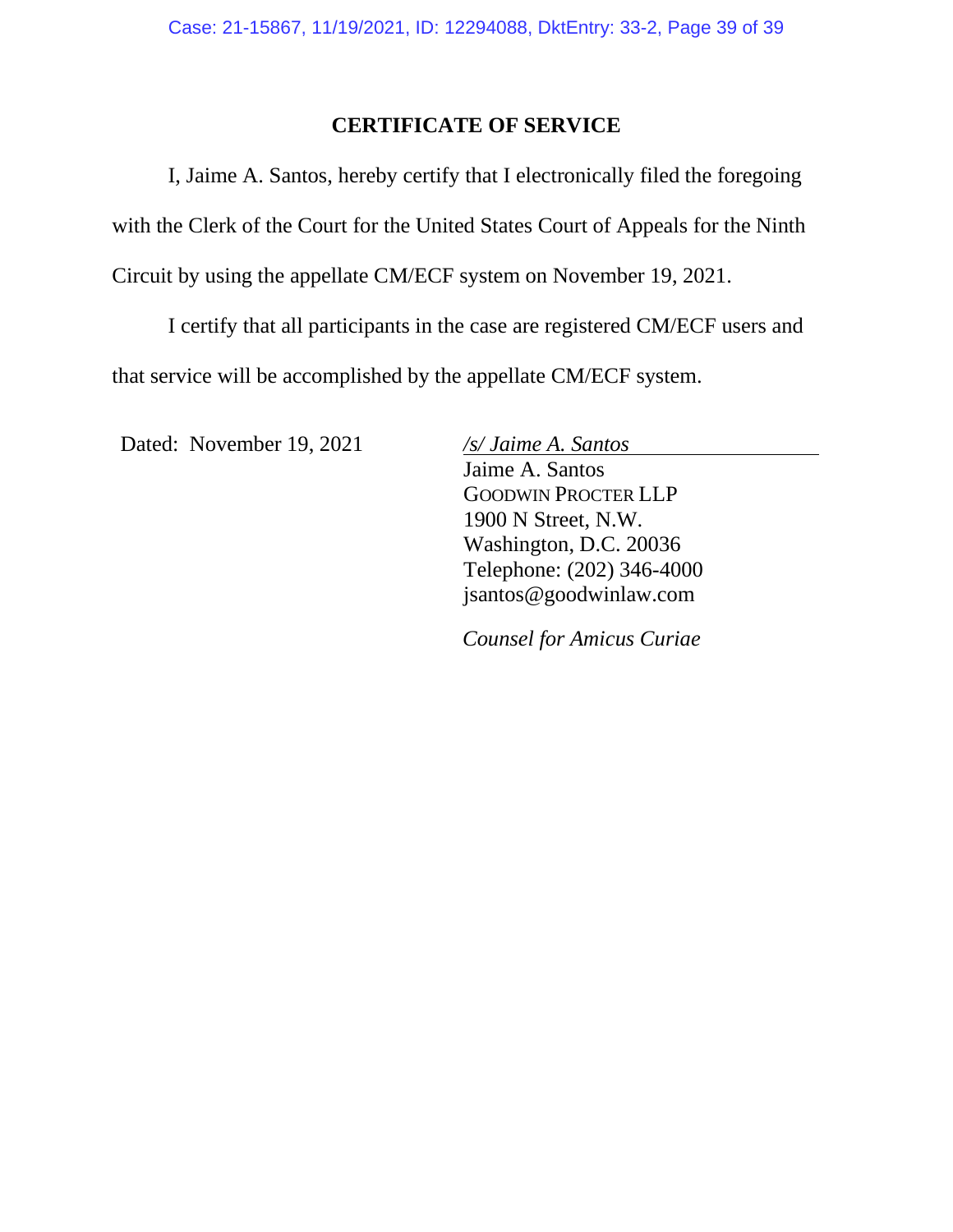# CERTIFICATE OF SERVICE

I, Jaime A. Santos, hereby certify that I electronically filed the foregoing with the Clerk of the Court for the United States Court of Appeals for the Ninth Circuit by using the appellate CM/ECF system on November 19, 2021.

I certify that all participants in the case are registered CM/ECF users and that service will be accomplished by the appellate CM/ECF system.

Dated: November 19, 2021

*/s/ Jaime A. Santos*
Jaime A. Santos
GOODWIN PROCTER LLP
1900 N Street, N.W.
Washington, D.C. 20036
Telephone: (202) 346-4000
jsantos@goodwinlaw.com

*Counsel for Amicus Curiae*